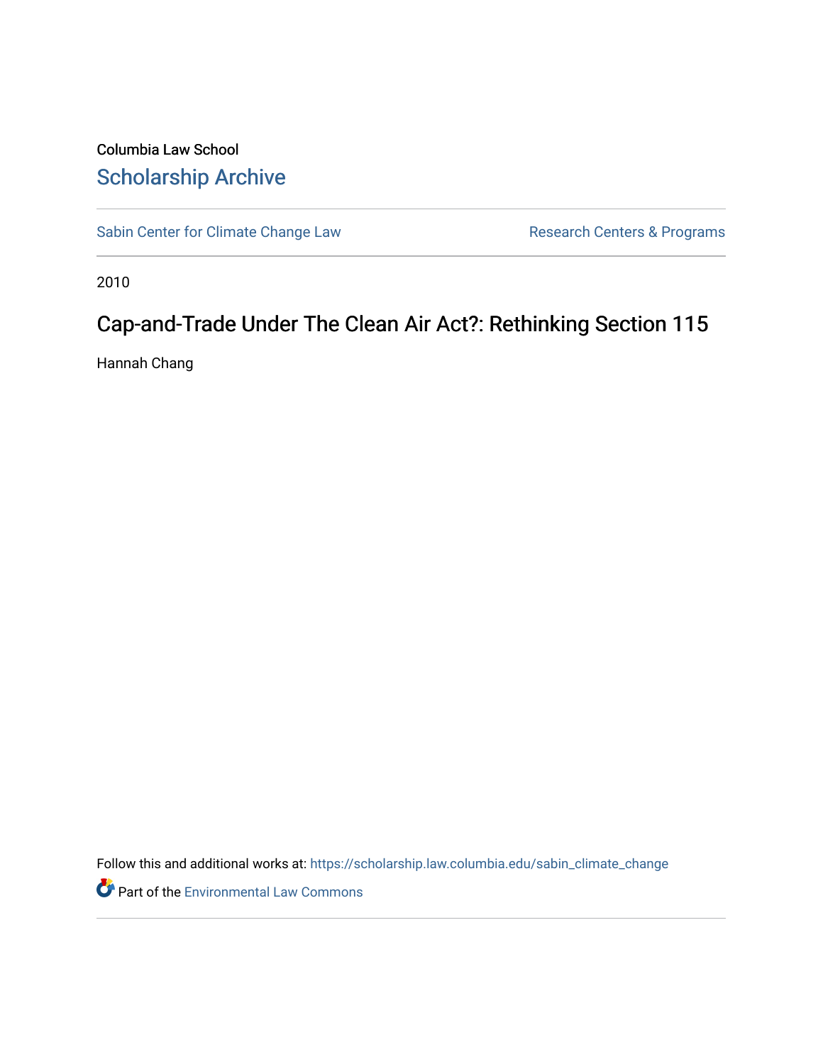Columbia Law School

# Scholarship Archive

Sabin Center for Climate Change Law | Research Centers & Programs

2010

## Cap-and-Trade Under The Clean Air Act?: Rethinking Section 115

Hannah Chang

Follow this and additional works at: https://scholarship.law.columbia.edu/sabin_climate_change

Part of the Environmental Law Commons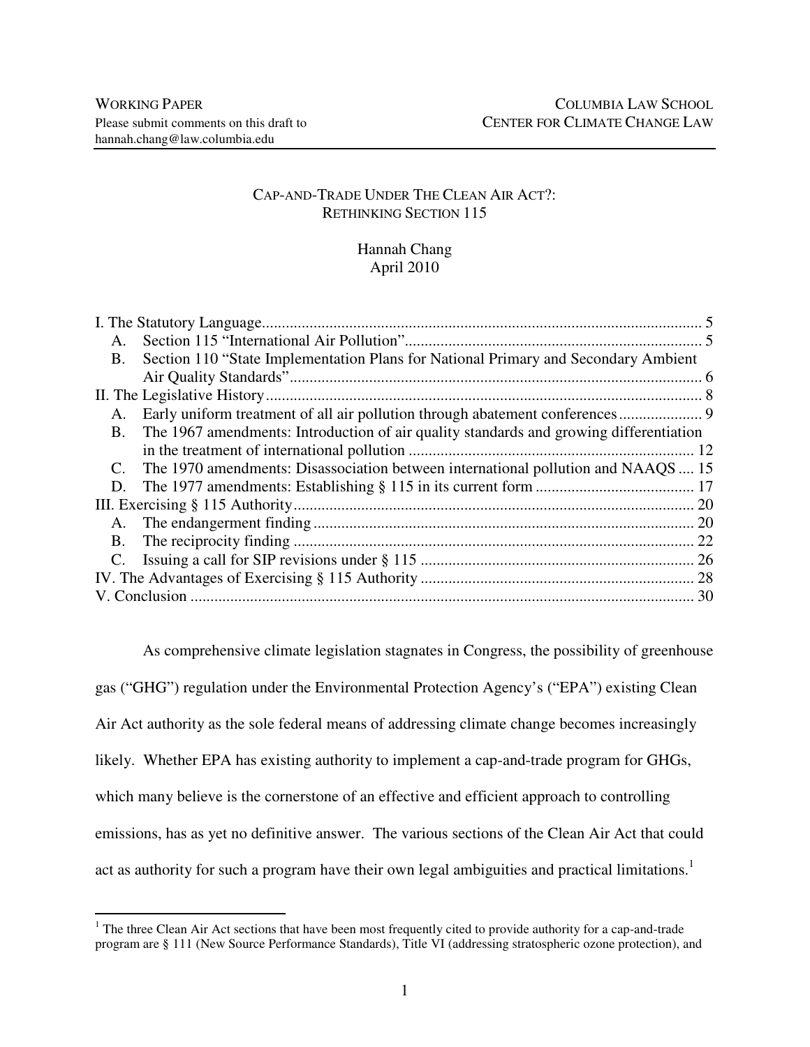WORKING PAPER
Please submit comments on this draft to
hannah.chang@law.columbia.edu

COLUMBIA LAW SCHOOL
CENTER FOR CLIMATE CHANGE LAW

# CAP-AND-TRADE UNDER THE CLEAN AIR ACT?: RETHINKING SECTION 115

Hannah Chang
April 2010

I. The Statutory Language ..... 5
  A. Section 115 "International Air Pollution" ..... 5
  B. Section 110 "State Implementation Plans for National Primary and Secondary Ambient Air Quality Standards" ..... 6
II. The Legislative History ..... 8
  A. Early uniform treatment of all air pollution through abatement conferences ..... 9
  B. The 1967 amendments: Introduction of air quality standards and growing differentiation in the treatment of international pollution ..... 12
  C. The 1970 amendments: Disassociation between international pollution and NAAQS ..... 15
  D. The 1977 amendments: Establishing § 115 in its current form ..... 17
III. Exercising § 115 Authority ..... 20
  A. The endangerment finding ..... 20
  B. The reciprocity finding ..... 22
  C. Issuing a call for SIP revisions under § 115 ..... 26
IV. The Advantages of Exercising § 115 Authority ..... 28
V. Conclusion ..... 30

As comprehensive climate legislation stagnates in Congress, the possibility of greenhouse gas ("GHG") regulation under the Environmental Protection Agency's ("EPA") existing Clean Air Act authority as the sole federal means of addressing climate change becomes increasingly likely. Whether EPA has existing authority to implement a cap-and-trade program for GHGs, which many believe is the cornerstone of an effective and efficient approach to controlling emissions, has as yet no definitive answer. The various sections of the Clean Air Act that could act as authority for such a program have their own legal ambiguities and practical limitations.[1]

[1] The three Clean Air Act sections that have been most frequently cited to provide authority for a cap-and-trade program are § 111 (New Source Performance Standards), Title VI (addressing stratospheric ozone protection), and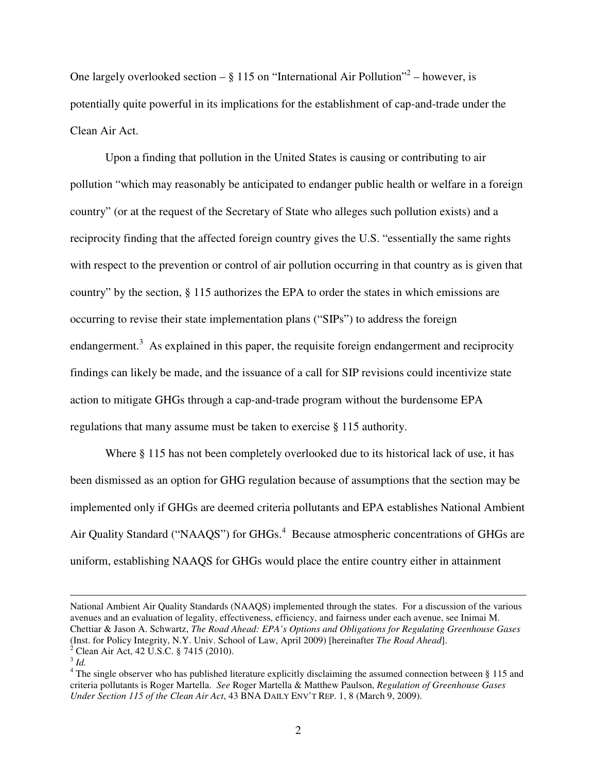One largely overlooked section – § 115 on "International Air Pollution"[2] – however, is potentially quite powerful in its implications for the establishment of cap-and-trade under the Clean Air Act.

Upon a finding that pollution in the United States is causing or contributing to air pollution "which may reasonably be anticipated to endanger public health or welfare in a foreign country" (or at the request of the Secretary of State who alleges such pollution exists) and a reciprocity finding that the affected foreign country gives the U.S. "essentially the same rights with respect to the prevention or control of air pollution occurring in that country as is given that country" by the section, § 115 authorizes the EPA to order the states in which emissions are occurring to revise their state implementation plans ("SIPs") to address the foreign endangerment.[3] As explained in this paper, the requisite foreign endangerment and reciprocity findings can likely be made, and the issuance of a call for SIP revisions could incentivize state action to mitigate GHGs through a cap-and-trade program without the burdensome EPA regulations that many assume must be taken to exercise § 115 authority.

Where § 115 has not been completely overlooked due to its historical lack of use, it has been dismissed as an option for GHG regulation because of assumptions that the section may be implemented only if GHGs are deemed criteria pollutants and EPA establishes National Ambient Air Quality Standard ("NAAQS") for GHGs.[4] Because atmospheric concentrations of GHGs are uniform, establishing NAAQS for GHGs would place the entire country either in attainment

---

National Ambient Air Quality Standards (NAAQS) implemented through the states. For a discussion of the various avenues and an evaluation of legality, effectiveness, efficiency, and fairness under each avenue, see Inimai M. Chettiar & Jason A. Schwartz, *The Road Ahead: EPA's Options and Obligations for Regulating Greenhouse Gases* (Inst. for Policy Integrity, N.Y. Univ. School of Law, April 2009) [hereinafter *The Road Ahead*].

[2] Clean Air Act, 42 U.S.C. § 7415 (2010).

[3] *Id.*

[4] The single observer who has published literature explicitly disclaiming the assumed connection between § 115 and criteria pollutants is Roger Martella. *See* Roger Martella & Matthew Paulson, *Regulation of Greenhouse Gases Under Section 115 of the Clean Air Act*, 43 BNA DAILY ENV'T REP. 1, 8 (March 9, 2009).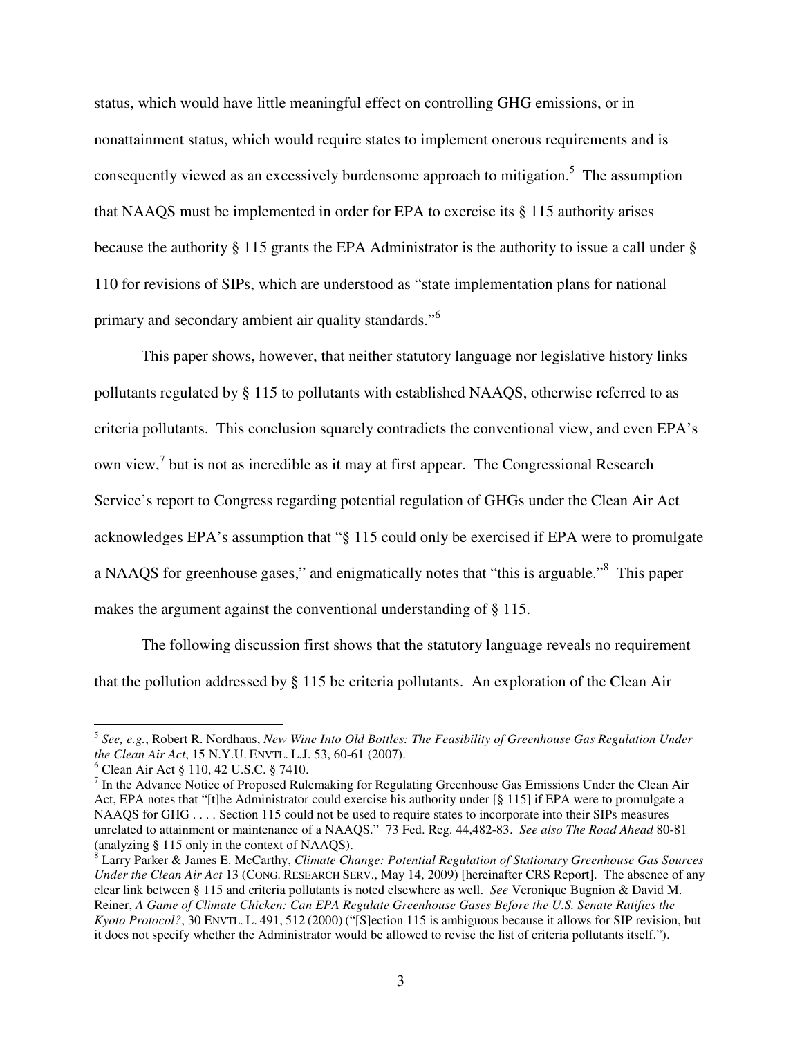status, which would have little meaningful effect on controlling GHG emissions, or in nonattainment status, which would require states to implement onerous requirements and is consequently viewed as an excessively burdensome approach to mitigation.[5] The assumption that NAAQS must be implemented in order for EPA to exercise its § 115 authority arises because the authority § 115 grants the EPA Administrator is the authority to issue a call under § 110 for revisions of SIPs, which are understood as "state implementation plans for national primary and secondary ambient air quality standards."[6]

This paper shows, however, that neither statutory language nor legislative history links pollutants regulated by § 115 to pollutants with established NAAQS, otherwise referred to as criteria pollutants. This conclusion squarely contradicts the conventional view, and even EPA's own view,[7] but is not as incredible as it may at first appear. The Congressional Research Service's report to Congress regarding potential regulation of GHGs under the Clean Air Act acknowledges EPA's assumption that "§ 115 could only be exercised if EPA were to promulgate a NAAQS for greenhouse gases," and enigmatically notes that "this is arguable."[8] This paper makes the argument against the conventional understanding of § 115.

The following discussion first shows that the statutory language reveals no requirement that the pollution addressed by § 115 be criteria pollutants. An exploration of the Clean Air

---

[5] *See, e.g.*, Robert R. Nordhaus, *New Wine Into Old Bottles: The Feasibility of Greenhouse Gas Regulation Under the Clean Air Act*, 15 N.Y.U. ENVTL. L.J. 53, 60-61 (2007).

[6] Clean Air Act § 110, 42 U.S.C. § 7410.

[7] In the Advance Notice of Proposed Rulemaking for Regulating Greenhouse Gas Emissions Under the Clean Air Act, EPA notes that "[t]he Administrator could exercise his authority under [§ 115] if EPA were to promulgate a NAAQS for GHG . . . . Section 115 could not be used to require states to incorporate into their SIPs measures unrelated to attainment or maintenance of a NAAQS." 73 Fed. Reg. 44,482-83. *See also The Road Ahead* 80-81 (analyzing § 115 only in the context of NAAQS).

[8] Larry Parker & James E. McCarthy, *Climate Change: Potential Regulation of Stationary Greenhouse Gas Sources Under the Clean Air Act* 13 (CONG. RESEARCH SERV., May 14, 2009) [hereinafter CRS Report]. The absence of any clear link between § 115 and criteria pollutants is noted elsewhere as well. *See* Veronique Bugnion & David M. Reiner, *A Game of Climate Chicken: Can EPA Regulate Greenhouse Gases Before the U.S. Senate Ratifies the Kyoto Protocol?*, 30 ENVTL. L. 491, 512 (2000) ("[S]ection 115 is ambiguous because it allows for SIP revision, but it does not specify whether the Administrator would be allowed to revise the list of criteria pollutants itself.").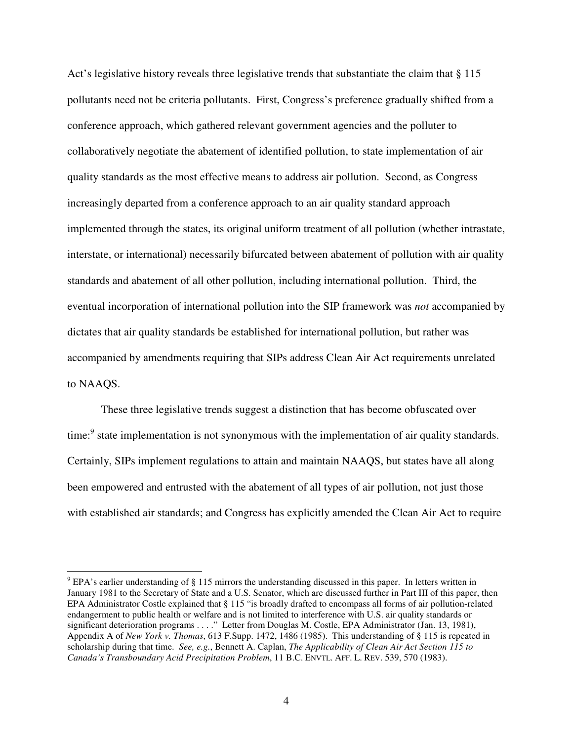Act's legislative history reveals three legislative trends that substantiate the claim that § 115 pollutants need not be criteria pollutants. First, Congress's preference gradually shifted from a conference approach, which gathered relevant government agencies and the polluter to collaboratively negotiate the abatement of identified pollution, to state implementation of air quality standards as the most effective means to address air pollution. Second, as Congress increasingly departed from a conference approach to an air quality standard approach implemented through the states, its original uniform treatment of all pollution (whether intrastate, interstate, or international) necessarily bifurcated between abatement of pollution with air quality standards and abatement of all other pollution, including international pollution. Third, the eventual incorporation of international pollution into the SIP framework was *not* accompanied by dictates that air quality standards be established for international pollution, but rather was accompanied by amendments requiring that SIPs address Clean Air Act requirements unrelated to NAAQS.

These three legislative trends suggest a distinction that has become obfuscated over time:[9] state implementation is not synonymous with the implementation of air quality standards. Certainly, SIPs implement regulations to attain and maintain NAAQS, but states have all along been empowered and entrusted with the abatement of all types of air pollution, not just those with established air standards; and Congress has explicitly amended the Clean Air Act to require

---

[9] EPA's earlier understanding of § 115 mirrors the understanding discussed in this paper. In letters written in January 1981 to the Secretary of State and a U.S. Senator, which are discussed further in Part III of this paper, then EPA Administrator Costle explained that § 115 "is broadly drafted to encompass all forms of air pollution-related endangerment to public health or welfare and is not limited to interference with U.S. air quality standards or significant deterioration programs . . . ." Letter from Douglas M. Costle, EPA Administrator (Jan. 13, 1981), Appendix A of *New York v. Thomas*, 613 F.Supp. 1472, 1486 (1985). This understanding of § 115 is repeated in scholarship during that time. *See, e.g.*, Bennett A. Caplan, *The Applicability of Clean Air Act Section 115 to Canada's Transboundary Acid Precipitation Problem*, 11 B.C. ENVTL. AFF. L. REV. 539, 570 (1983).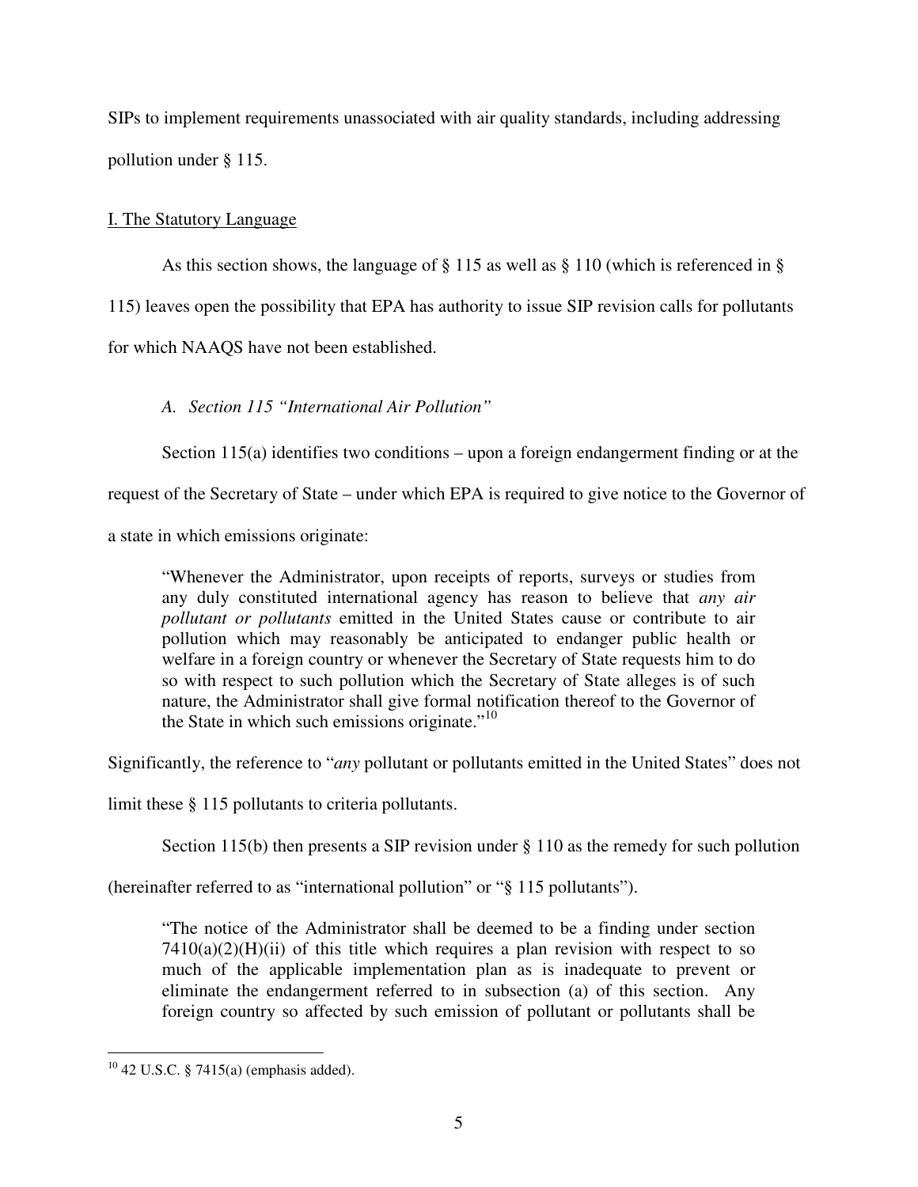SIPs to implement requirements unassociated with air quality standards, including addressing pollution under § 115.

## I. The Statutory Language

As this section shows, the language of § 115 as well as § 110 (which is referenced in § 115) leaves open the possibility that EPA has authority to issue SIP revision calls for pollutants for which NAAQS have not been established.

### *A. Section 115 "International Air Pollution"*

Section 115(a) identifies two conditions – upon a foreign endangerment finding or at the request of the Secretary of State – under which EPA is required to give notice to the Governor of a state in which emissions originate:

> "Whenever the Administrator, upon receipts of reports, surveys or studies from any duly constituted international agency has reason to believe that *any air pollutant or pollutants* emitted in the United States cause or contribute to air pollution which may reasonably be anticipated to endanger public health or welfare in a foreign country or whenever the Secretary of State requests him to do so with respect to such pollution which the Secretary of State alleges is of such nature, the Administrator shall give formal notification thereof to the Governor of the State in which such emissions originate."[10]

Significantly, the reference to "*any* pollutant or pollutants emitted in the United States" does not limit these § 115 pollutants to criteria pollutants.

Section 115(b) then presents a SIP revision under § 110 as the remedy for such pollution (hereinafter referred to as "international pollution" or "§ 115 pollutants").

> "The notice of the Administrator shall be deemed to be a finding under section 7410(a)(2)(H)(ii) of this title which requires a plan revision with respect to so much of the applicable implementation plan as is inadequate to prevent or eliminate the endangerment referred to in subsection (a) of this section. Any foreign country so affected by such emission of pollutant or pollutants shall be

[10] 42 U.S.C. § 7415(a) (emphasis added).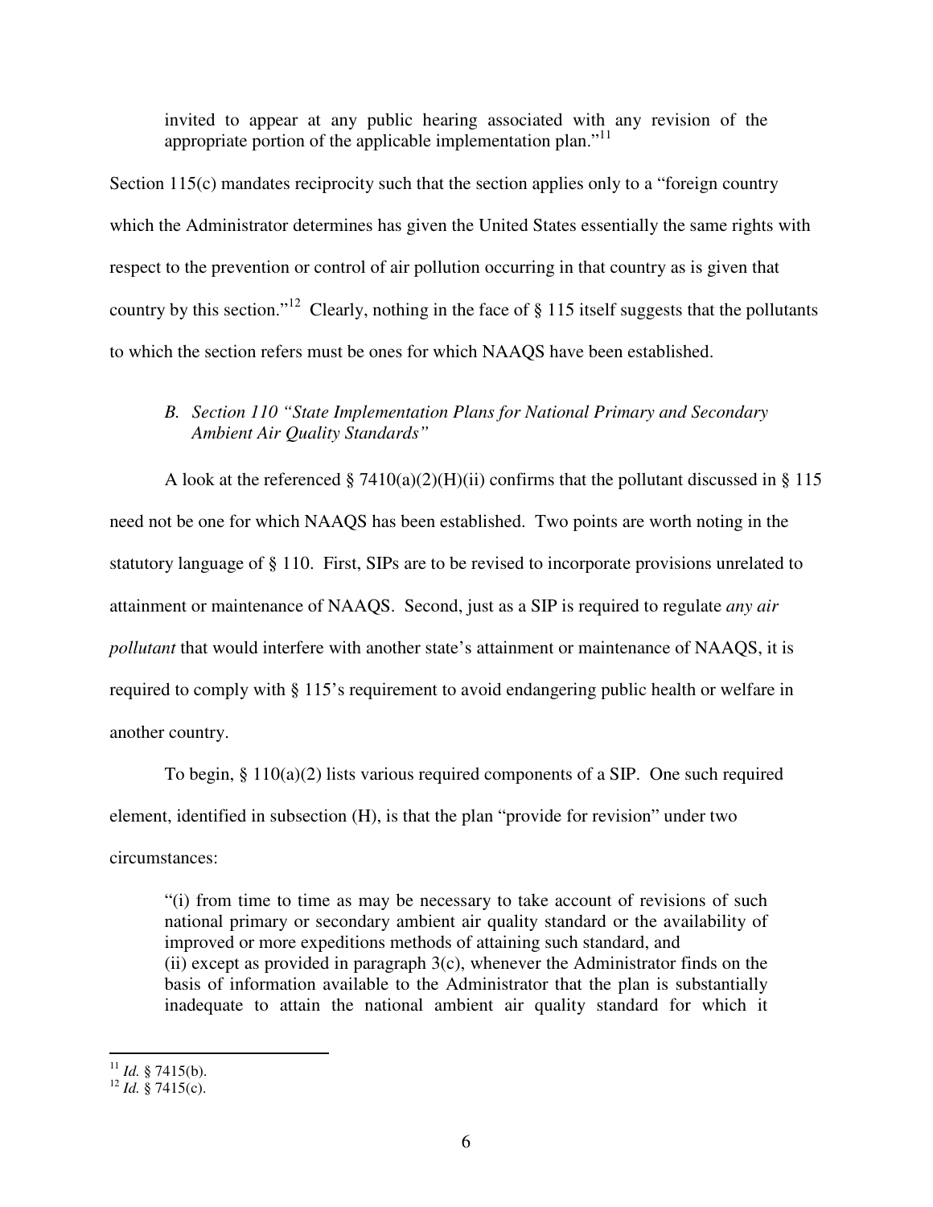> invited to appear at any public hearing associated with any revision of the appropriate portion of the applicable implementation plan."[11]

Section 115(c) mandates reciprocity such that the section applies only to a "foreign country which the Administrator determines has given the United States essentially the same rights with respect to the prevention or control of air pollution occurring in that country as is given that country by this section."[12] Clearly, nothing in the face of § 115 itself suggests that the pollutants to which the section refers must be ones for which NAAQS have been established.

### *B. Section 110 "State Implementation Plans for National Primary and Secondary Ambient Air Quality Standards"*

A look at the referenced § 7410(a)(2)(H)(ii) confirms that the pollutant discussed in § 115 need not be one for which NAAQS has been established. Two points are worth noting in the statutory language of § 110. First, SIPs are to be revised to incorporate provisions unrelated to attainment or maintenance of NAAQS. Second, just as a SIP is required to regulate *any air pollutant* that would interfere with another state's attainment or maintenance of NAAQS, it is required to comply with § 115's requirement to avoid endangering public health or welfare in another country.

To begin, § 110(a)(2) lists various required components of a SIP. One such required element, identified in subsection (H), is that the plan "provide for revision" under two circumstances:

> "(i) from time to time as may be necessary to take account of revisions of such national primary or secondary ambient air quality standard or the availability of improved or more expeditions methods of attaining such standard, and
> (ii) except as provided in paragraph 3(c), whenever the Administrator finds on the basis of information available to the Administrator that the plan is substantially inadequate to attain the national ambient air quality standard for which it

---

[11] *Id.* § 7415(b).

[12] *Id.* § 7415(c).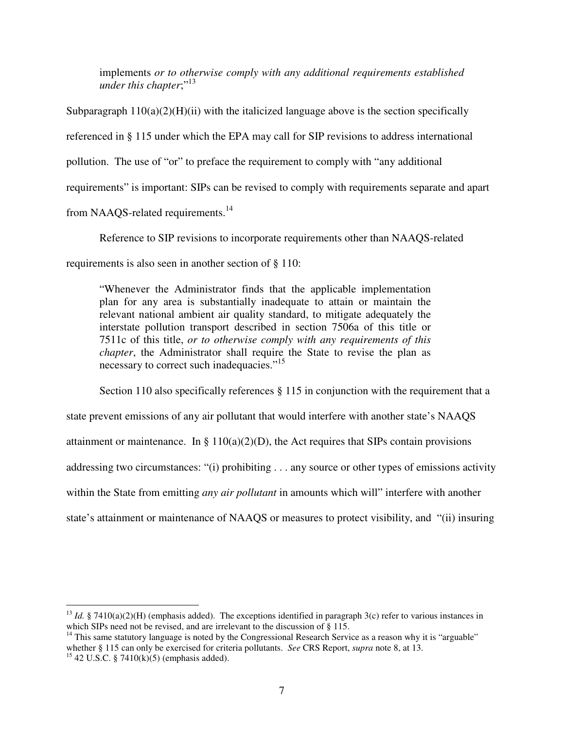> implements *or to otherwise comply with any additional requirements established under this chapter*;"[13]

Subparagraph 110(a)(2)(H)(ii) with the italicized language above is the section specifically referenced in § 115 under which the EPA may call for SIP revisions to address international pollution. The use of "or" to preface the requirement to comply with "any additional requirements" is important: SIPs can be revised to comply with requirements separate and apart from NAAQS-related requirements.[14]

Reference to SIP revisions to incorporate requirements other than NAAQS-related requirements is also seen in another section of § 110:

> "Whenever the Administrator finds that the applicable implementation plan for any area is substantially inadequate to attain or maintain the relevant national ambient air quality standard, to mitigate adequately the interstate pollution transport described in section 7506a of this title or 7511c of this title, *or to otherwise comply with any requirements of this chapter*, the Administrator shall require the State to revise the plan as necessary to correct such inadequacies."[15]

Section 110 also specifically references § 115 in conjunction with the requirement that a state prevent emissions of any air pollutant that would interfere with another state's NAAQS attainment or maintenance. In § 110(a)(2)(D), the Act requires that SIPs contain provisions addressing two circumstances: "(i) prohibiting . . . any source or other types of emissions activity within the State from emitting *any air pollutant* in amounts which will" interfere with another state's attainment or maintenance of NAAQS or measures to protect visibility, and "(ii) insuring

---

[13] *Id.* § 7410(a)(2)(H) (emphasis added). The exceptions identified in paragraph 3(c) refer to various instances in which SIPs need not be revised, and are irrelevant to the discussion of § 115.

[14] This same statutory language is noted by the Congressional Research Service as a reason why it is "arguable" whether § 115 can only be exercised for criteria pollutants. *See* CRS Report, *supra* note 8, at 13.

[15] 42 U.S.C. § 7410(k)(5) (emphasis added).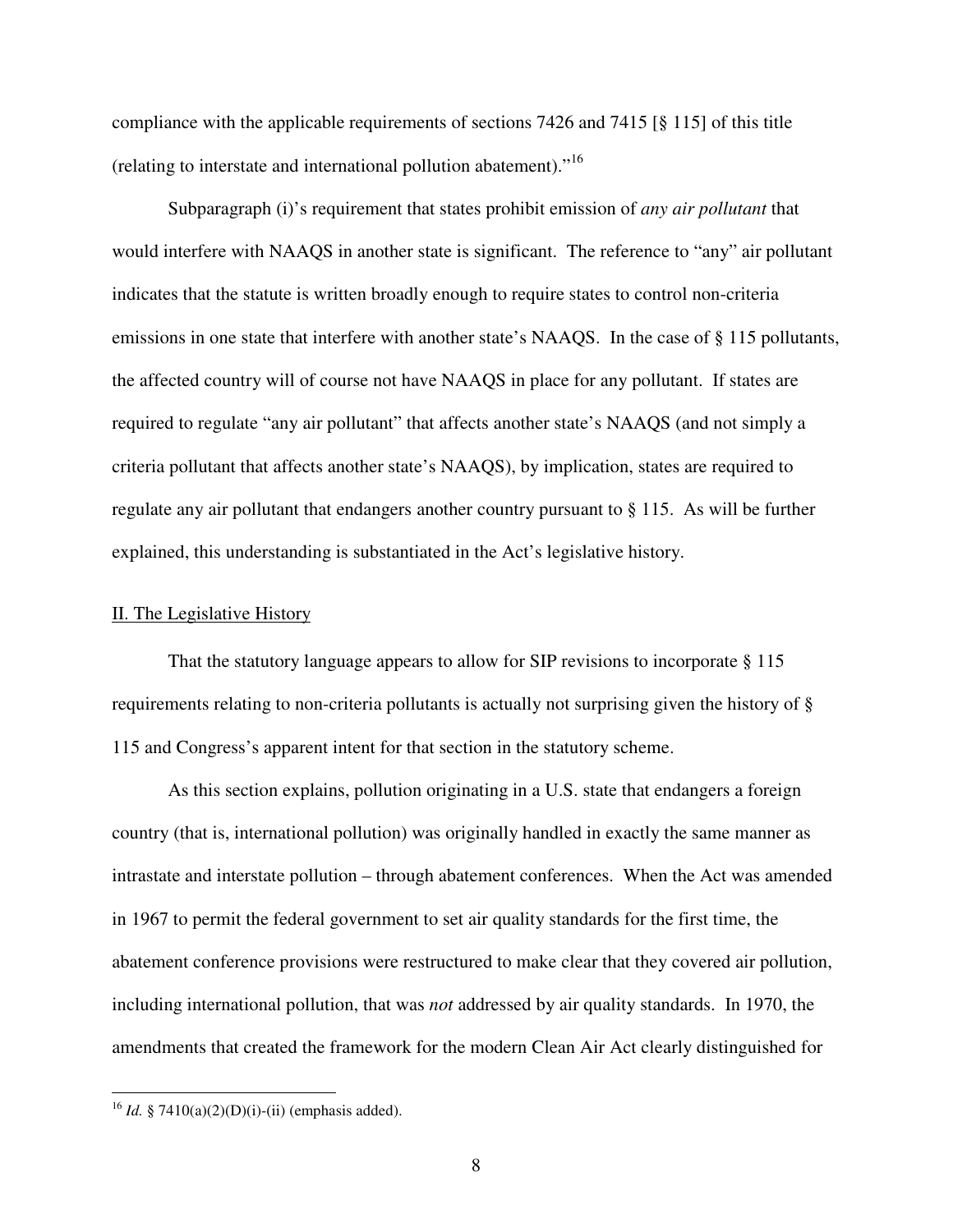compliance with the applicable requirements of sections 7426 and 7415 [§ 115] of this title (relating to interstate and international pollution abatement)."[16]

Subparagraph (i)'s requirement that states prohibit emission of *any air pollutant* that would interfere with NAAQS in another state is significant. The reference to "any" air pollutant indicates that the statute is written broadly enough to require states to control non-criteria emissions in one state that interfere with another state's NAAQS. In the case of § 115 pollutants, the affected country will of course not have NAAQS in place for any pollutant. If states are required to regulate "any air pollutant" that affects another state's NAAQS (and not simply a criteria pollutant that affects another state's NAAQS), by implication, states are required to regulate any air pollutant that endangers another country pursuant to § 115. As will be further explained, this understanding is substantiated in the Act's legislative history.

## II. The Legislative History

That the statutory language appears to allow for SIP revisions to incorporate § 115 requirements relating to non-criteria pollutants is actually not surprising given the history of § 115 and Congress's apparent intent for that section in the statutory scheme.

As this section explains, pollution originating in a U.S. state that endangers a foreign country (that is, international pollution) was originally handled in exactly the same manner as intrastate and interstate pollution – through abatement conferences. When the Act was amended in 1967 to permit the federal government to set air quality standards for the first time, the abatement conference provisions were restructured to make clear that they covered air pollution, including international pollution, that was *not* addressed by air quality standards. In 1970, the amendments that created the framework for the modern Clean Air Act clearly distinguished for

---

[16] *Id.* § 7410(a)(2)(D)(i)-(ii) (emphasis added).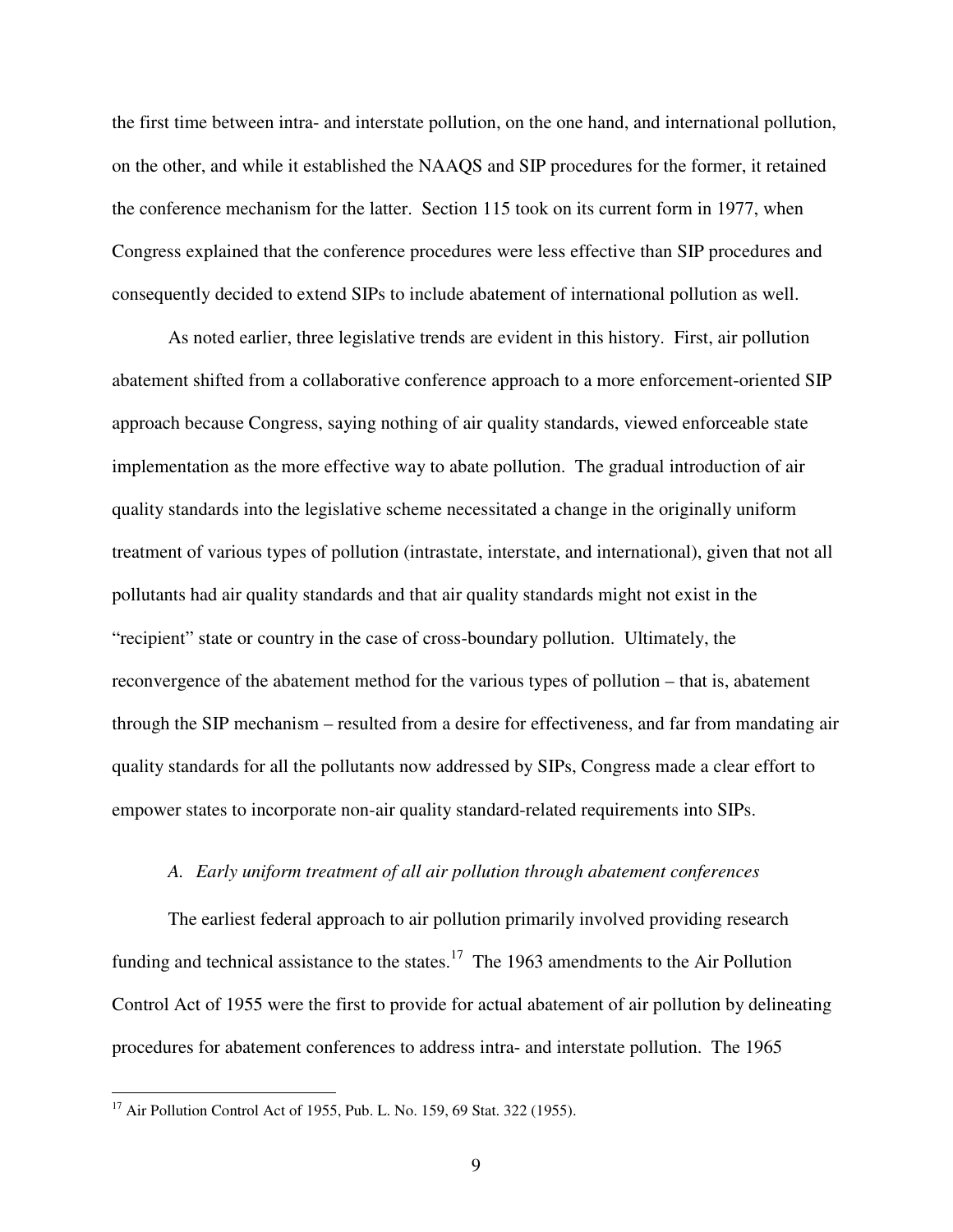the first time between intra- and interstate pollution, on the one hand, and international pollution, on the other, and while it established the NAAQS and SIP procedures for the former, it retained the conference mechanism for the latter. Section 115 took on its current form in 1977, when Congress explained that the conference procedures were less effective than SIP procedures and consequently decided to extend SIPs to include abatement of international pollution as well.

As noted earlier, three legislative trends are evident in this history. First, air pollution abatement shifted from a collaborative conference approach to a more enforcement-oriented SIP approach because Congress, saying nothing of air quality standards, viewed enforceable state implementation as the more effective way to abate pollution. The gradual introduction of air quality standards into the legislative scheme necessitated a change in the originally uniform treatment of various types of pollution (intrastate, interstate, and international), given that not all pollutants had air quality standards and that air quality standards might not exist in the "recipient" state or country in the case of cross-boundary pollution. Ultimately, the reconvergence of the abatement method for the various types of pollution – that is, abatement through the SIP mechanism – resulted from a desire for effectiveness, and far from mandating air quality standards for all the pollutants now addressed by SIPs, Congress made a clear effort to empower states to incorporate non-air quality standard-related requirements into SIPs.

### *A. Early uniform treatment of all air pollution through abatement conferences*

The earliest federal approach to air pollution primarily involved providing research funding and technical assistance to the states.[17] The 1963 amendments to the Air Pollution Control Act of 1955 were the first to provide for actual abatement of air pollution by delineating procedures for abatement conferences to address intra- and interstate pollution. The 1965

[17] Air Pollution Control Act of 1955, Pub. L. No. 159, 69 Stat. 322 (1955).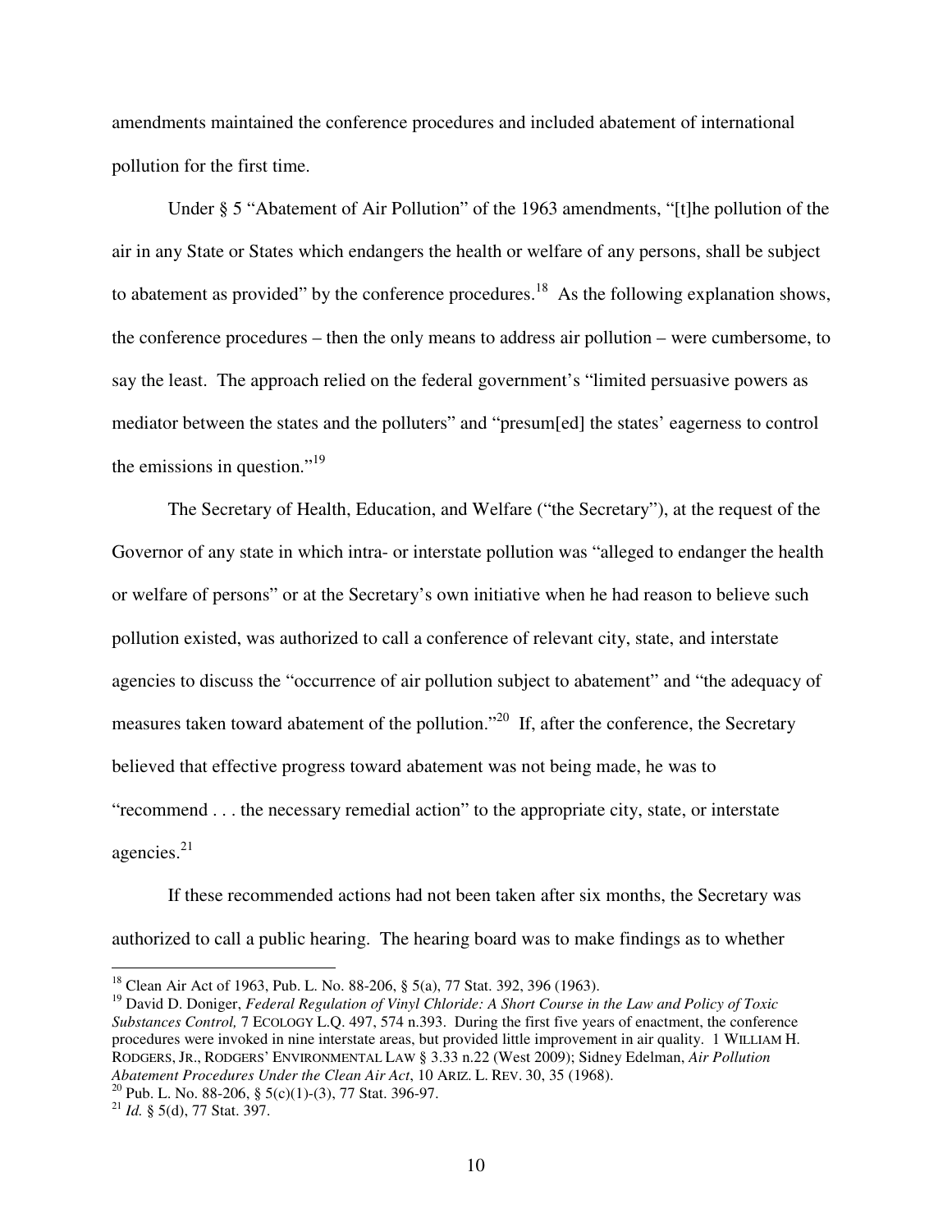amendments maintained the conference procedures and included abatement of international pollution for the first time.

Under § 5 "Abatement of Air Pollution" of the 1963 amendments, "[t]he pollution of the air in any State or States which endangers the health or welfare of any persons, shall be subject to abatement as provided" by the conference procedures.[18] As the following explanation shows, the conference procedures – then the only means to address air pollution – were cumbersome, to say the least. The approach relied on the federal government's "limited persuasive powers as mediator between the states and the polluters" and "presum[ed] the states' eagerness to control the emissions in question."[19]

The Secretary of Health, Education, and Welfare ("the Secretary"), at the request of the Governor of any state in which intra- or interstate pollution was "alleged to endanger the health or welfare of persons" or at the Secretary's own initiative when he had reason to believe such pollution existed, was authorized to call a conference of relevant city, state, and interstate agencies to discuss the "occurrence of air pollution subject to abatement" and "the adequacy of measures taken toward abatement of the pollution."[20] If, after the conference, the Secretary believed that effective progress toward abatement was not being made, he was to "recommend . . . the necessary remedial action" to the appropriate city, state, or interstate agencies.[21]

If these recommended actions had not been taken after six months, the Secretary was authorized to call a public hearing. The hearing board was to make findings as to whether

---

[18] Clean Air Act of 1963, Pub. L. No. 88-206, § 5(a), 77 Stat. 392, 396 (1963).

[19] David D. Doniger, *Federal Regulation of Vinyl Chloride: A Short Course in the Law and Policy of Toxic Substances Control,* 7 ECOLOGY L.Q. 497, 574 n.393. During the first five years of enactment, the conference procedures were invoked in nine interstate areas, but provided little improvement in air quality. 1 WILLIAM H. RODGERS, JR., RODGERS' ENVIRONMENTAL LAW § 3.33 n.22 (West 2009); Sidney Edelman, *Air Pollution Abatement Procedures Under the Clean Air Act*, 10 ARIZ. L. REV. 30, 35 (1968).

[20] Pub. L. No. 88-206, § 5(c)(1)-(3), 77 Stat. 396-97.

[21] *Id.* § 5(d), 77 Stat. 397.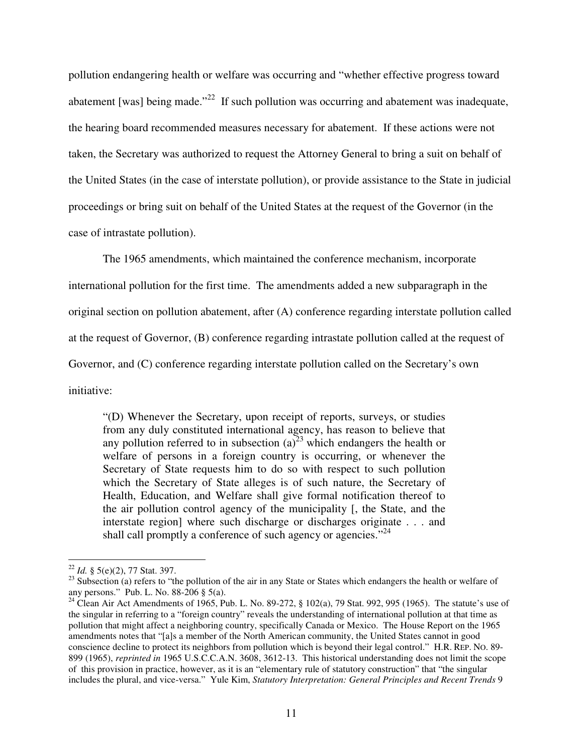pollution endangering health or welfare was occurring and "whether effective progress toward abatement [was] being made."[22] If such pollution was occurring and abatement was inadequate, the hearing board recommended measures necessary for abatement. If these actions were not taken, the Secretary was authorized to request the Attorney General to bring a suit on behalf of the United States (in the case of interstate pollution), or provide assistance to the State in judicial proceedings or bring suit on behalf of the United States at the request of the Governor (in the case of intrastate pollution).

The 1965 amendments, which maintained the conference mechanism, incorporate international pollution for the first time. The amendments added a new subparagraph in the original section on pollution abatement, after (A) conference regarding interstate pollution called at the request of Governor, (B) conference regarding intrastate pollution called at the request of Governor, and (C) conference regarding interstate pollution called on the Secretary's own initiative:

> "(D) Whenever the Secretary, upon receipt of reports, surveys, or studies from any duly constituted international agency, has reason to believe that any pollution referred to in subsection (a)[23] which endangers the health or welfare of persons in a foreign country is occurring, or whenever the Secretary of State requests him to do so with respect to such pollution which the Secretary of State alleges is of such nature, the Secretary of Health, Education, and Welfare shall give formal notification thereof to the air pollution control agency of the municipality [, the State, and the interstate region] where such discharge or discharges originate . . . and shall call promptly a conference of such agency or agencies."[24]

---

[22] *Id.* § 5(e)(2), 77 Stat. 397.

[23] Subsection (a) refers to "the pollution of the air in any State or States which endangers the health or welfare of any persons." Pub. L. No. 88-206 § 5(a).

[24] Clean Air Act Amendments of 1965, Pub. L. No. 89-272, § 102(a), 79 Stat. 992, 995 (1965). The statute's use of the singular in referring to a "foreign country" reveals the understanding of international pollution at that time as pollution that might affect a neighboring country, specifically Canada or Mexico. The House Report on the 1965 amendments notes that "[a]s a member of the North American community, the United States cannot in good conscience decline to protect its neighbors from pollution which is beyond their legal control." H.R. REP. NO. 89-899 (1965), *reprinted in* 1965 U.S.C.C.A.N. 3608, 3612-13. This historical understanding does not limit the scope of this provision in practice, however, as it is an "elementary rule of statutory construction" that "the singular includes the plural, and vice-versa." Yule Kim, *Statutory Interpretation: General Principles and Recent Trends* 9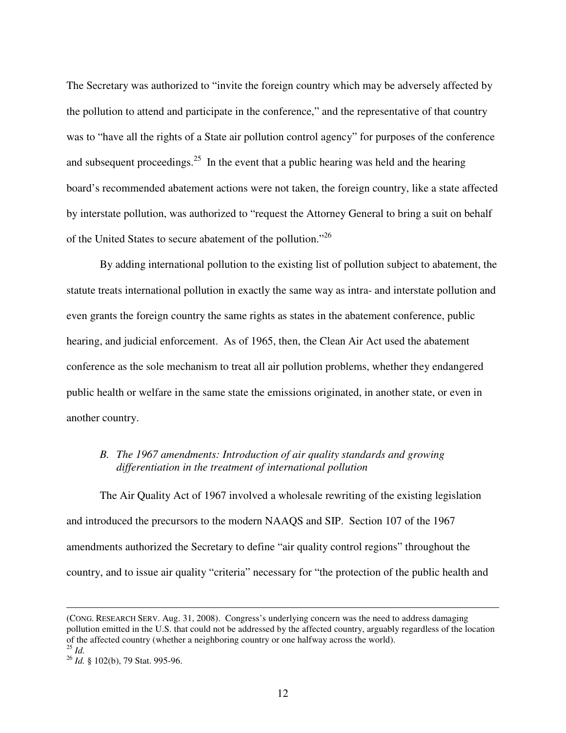The Secretary was authorized to "invite the foreign country which may be adversely affected by the pollution to attend and participate in the conference," and the representative of that country was to "have all the rights of a State air pollution control agency" for purposes of the conference and subsequent proceedings.[25] In the event that a public hearing was held and the hearing board's recommended abatement actions were not taken, the foreign country, like a state affected by interstate pollution, was authorized to "request the Attorney General to bring a suit on behalf of the United States to secure abatement of the pollution."[26]

By adding international pollution to the existing list of pollution subject to abatement, the statute treats international pollution in exactly the same way as intra- and interstate pollution and even grants the foreign country the same rights as states in the abatement conference, public hearing, and judicial enforcement. As of 1965, then, the Clean Air Act used the abatement conference as the sole mechanism to treat all air pollution problems, whether they endangered public health or welfare in the same state the emissions originated, in another state, or even in another country.

### *B. The 1967 amendments: Introduction of air quality standards and growing differentiation in the treatment of international pollution*

The Air Quality Act of 1967 involved a wholesale rewriting of the existing legislation and introduced the precursors to the modern NAAQS and SIP. Section 107 of the 1967 amendments authorized the Secretary to define "air quality control regions" throughout the country, and to issue air quality "criteria" necessary for "the protection of the public health and

---

(CONG. RESEARCH SERV. Aug. 31, 2008). Congress's underlying concern was the need to address damaging pollution emitted in the U.S. that could not be addressed by the affected country, arguably regardless of the location of the affected country (whether a neighboring country or one halfway across the world).

[25] *Id.*

[26] *Id.* § 102(b), 79 Stat. 995-96.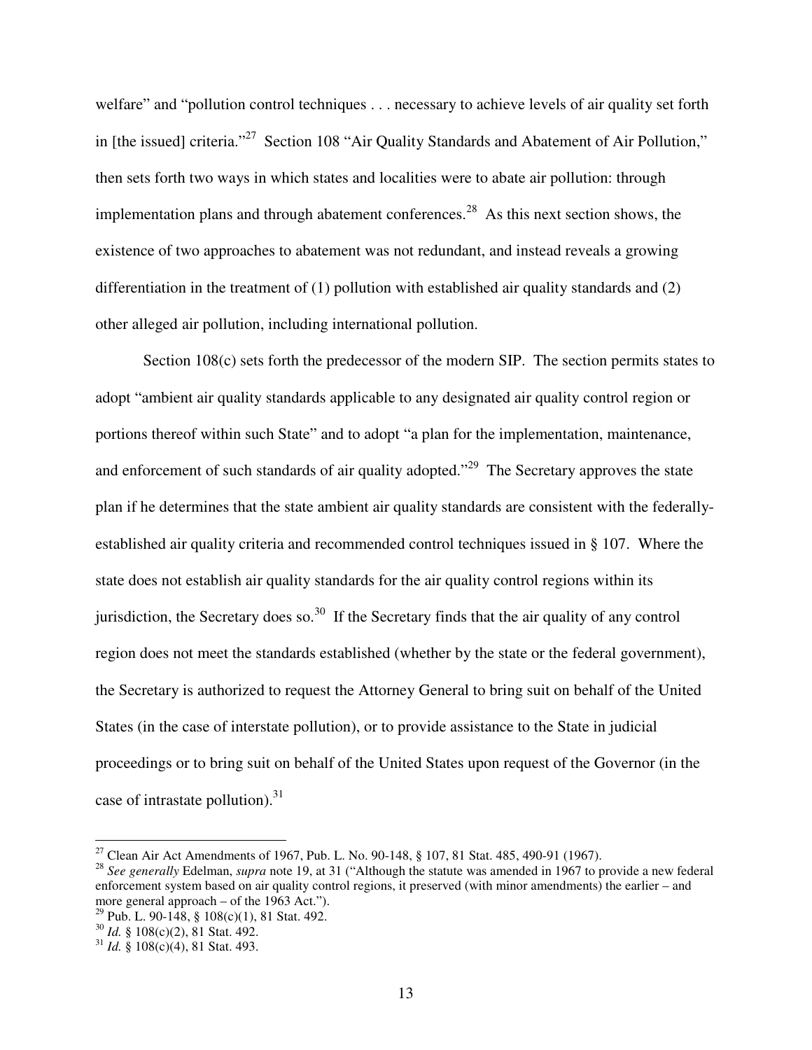welfare" and "pollution control techniques . . . necessary to achieve levels of air quality set forth in [the issued] criteria."[27] Section 108 "Air Quality Standards and Abatement of Air Pollution," then sets forth two ways in which states and localities were to abate air pollution: through implementation plans and through abatement conferences.[28] As this next section shows, the existence of two approaches to abatement was not redundant, and instead reveals a growing differentiation in the treatment of (1) pollution with established air quality standards and (2) other alleged air pollution, including international pollution.

Section 108(c) sets forth the predecessor of the modern SIP. The section permits states to adopt "ambient air quality standards applicable to any designated air quality control region or portions thereof within such State" and to adopt "a plan for the implementation, maintenance, and enforcement of such standards of air quality adopted."[29] The Secretary approves the state plan if he determines that the state ambient air quality standards are consistent with the federally-established air quality criteria and recommended control techniques issued in § 107. Where the state does not establish air quality standards for the air quality control regions within its jurisdiction, the Secretary does so.[30] If the Secretary finds that the air quality of any control region does not meet the standards established (whether by the state or the federal government), the Secretary is authorized to request the Attorney General to bring suit on behalf of the United States (in the case of interstate pollution), or to provide assistance to the State in judicial proceedings or to bring suit on behalf of the United States upon request of the Governor (in the case of intrastate pollution).[31]

---

[27] Clean Air Act Amendments of 1967, Pub. L. No. 90-148, § 107, 81 Stat. 485, 490-91 (1967).

[28] *See generally* Edelman, *supra* note 19, at 31 ("Although the statute was amended in 1967 to provide a new federal enforcement system based on air quality control regions, it preserved (with minor amendments) the earlier – and more general approach – of the 1963 Act.").

[29] Pub. L. 90-148, § 108(c)(1), 81 Stat. 492.

[30] *Id.* § 108(c)(2), 81 Stat. 492.

[31] *Id.* § 108(c)(4), 81 Stat. 493.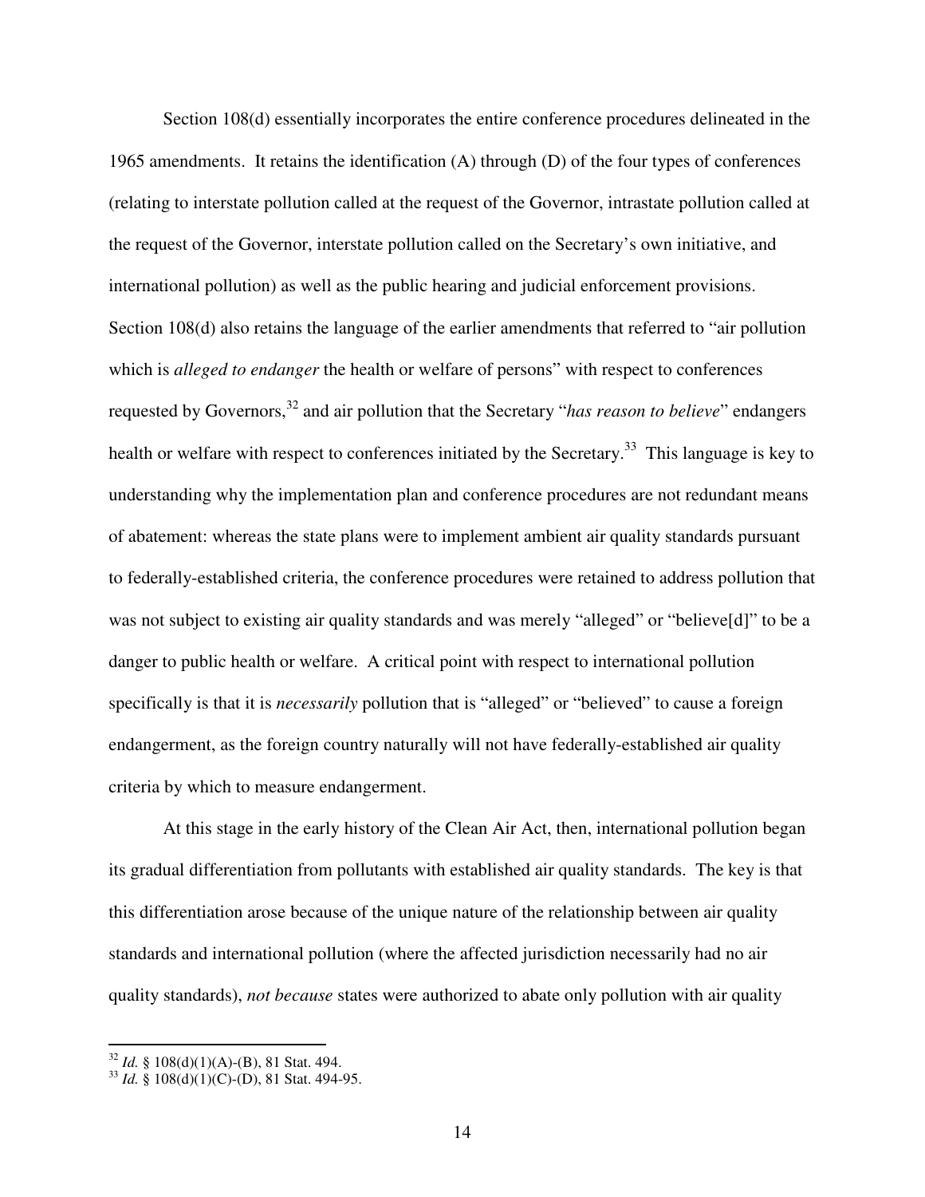Section 108(d) essentially incorporates the entire conference procedures delineated in the 1965 amendments. It retains the identification (A) through (D) of the four types of conferences (relating to interstate pollution called at the request of the Governor, intrastate pollution called at the request of the Governor, interstate pollution called on the Secretary's own initiative, and international pollution) as well as the public hearing and judicial enforcement provisions. Section 108(d) also retains the language of the earlier amendments that referred to "air pollution which is *alleged to endanger* the health or welfare of persons" with respect to conferences requested by Governors,[32] and air pollution that the Secretary "*has reason to believe*" endangers health or welfare with respect to conferences initiated by the Secretary.[33] This language is key to understanding why the implementation plan and conference procedures are not redundant means of abatement: whereas the state plans were to implement ambient air quality standards pursuant to federally-established criteria, the conference procedures were retained to address pollution that was not subject to existing air quality standards and was merely "alleged" or "believe[d]" to be a danger to public health or welfare. A critical point with respect to international pollution specifically is that it is *necessarily* pollution that is "alleged" or "believed" to cause a foreign endangerment, as the foreign country naturally will not have federally-established air quality criteria by which to measure endangerment.

At this stage in the early history of the Clean Air Act, then, international pollution began its gradual differentiation from pollutants with established air quality standards. The key is that this differentiation arose because of the unique nature of the relationship between air quality standards and international pollution (where the affected jurisdiction necessarily had no air quality standards), *not because* states were authorized to abate only pollution with air quality

---

[32] *Id.* § 108(d)(1)(A)-(B), 81 Stat. 494.

[33] *Id.* § 108(d)(1)(C)-(D), 81 Stat. 494-95.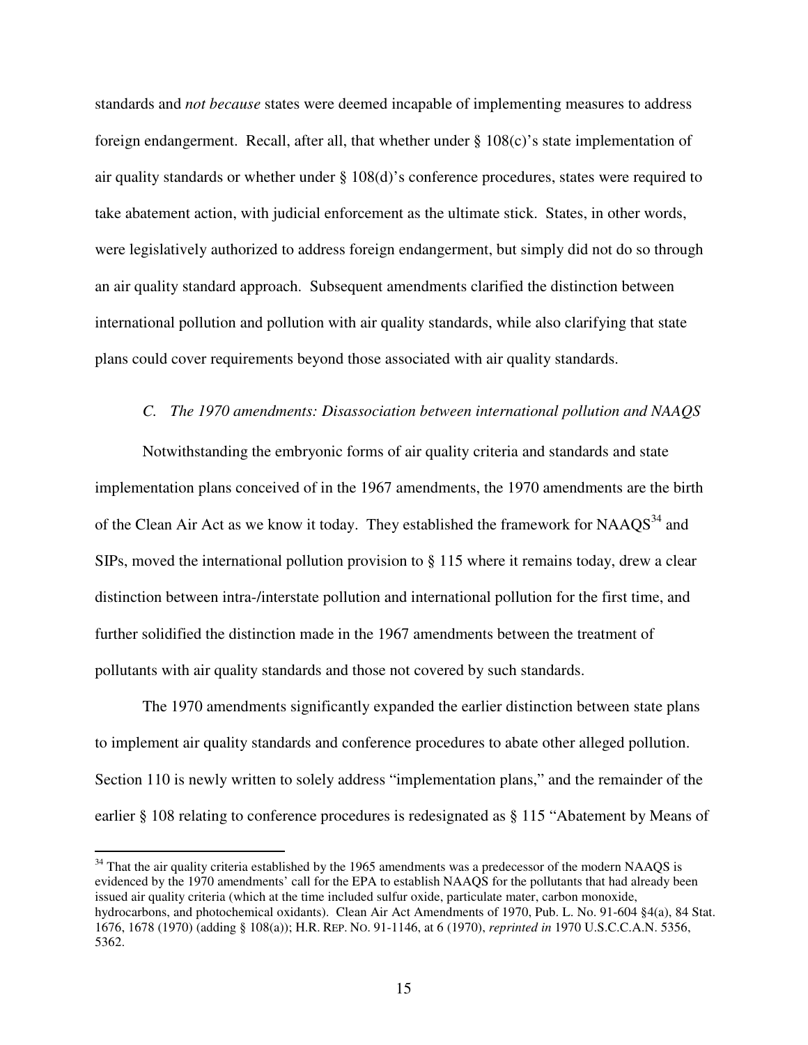standards and *not because* states were deemed incapable of implementing measures to address foreign endangerment. Recall, after all, that whether under § 108(c)'s state implementation of air quality standards or whether under § 108(d)'s conference procedures, states were required to take abatement action, with judicial enforcement as the ultimate stick. States, in other words, were legislatively authorized to address foreign endangerment, but simply did not do so through an air quality standard approach. Subsequent amendments clarified the distinction between international pollution and pollution with air quality standards, while also clarifying that state plans could cover requirements beyond those associated with air quality standards.

### *C. The 1970 amendments: Disassociation between international pollution and NAAQS*

Notwithstanding the embryonic forms of air quality criteria and standards and state implementation plans conceived of in the 1967 amendments, the 1970 amendments are the birth of the Clean Air Act as we know it today. They established the framework for NAAQS[34] and SIPs, moved the international pollution provision to § 115 where it remains today, drew a clear distinction between intra-/interstate pollution and international pollution for the first time, and further solidified the distinction made in the 1967 amendments between the treatment of pollutants with air quality standards and those not covered by such standards.

The 1970 amendments significantly expanded the earlier distinction between state plans to implement air quality standards and conference procedures to abate other alleged pollution. Section 110 is newly written to solely address "implementation plans," and the remainder of the earlier § 108 relating to conference procedures is redesignated as § 115 "Abatement by Means of

---

[34] That the air quality criteria established by the 1965 amendments was a predecessor of the modern NAAQS is evidenced by the 1970 amendments' call for the EPA to establish NAAQS for the pollutants that had already been issued air quality criteria (which at the time included sulfur oxide, particulate mater, carbon monoxide, hydrocarbons, and photochemical oxidants). Clean Air Act Amendments of 1970, Pub. L. No. 91-604 §4(a), 84 Stat. 1676, 1678 (1970) (adding § 108(a)); H.R. REP. NO. 91-1146, at 6 (1970), *reprinted in* 1970 U.S.C.C.A.N. 5356, 5362.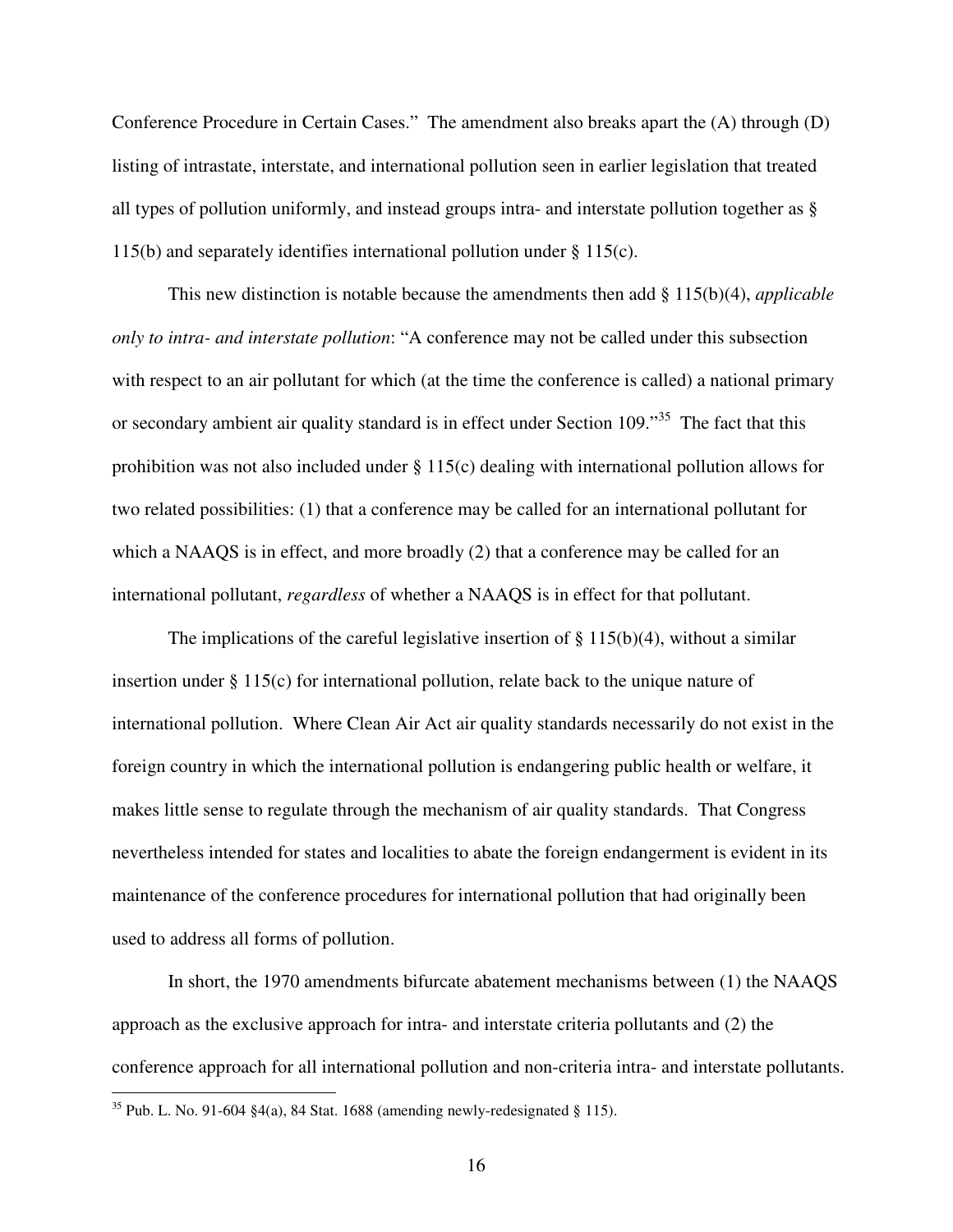Conference Procedure in Certain Cases." The amendment also breaks apart the (A) through (D) listing of intrastate, interstate, and international pollution seen in earlier legislation that treated all types of pollution uniformly, and instead groups intra- and interstate pollution together as § 115(b) and separately identifies international pollution under § 115(c).

This new distinction is notable because the amendments then add § 115(b)(4), *applicable only to intra- and interstate pollution*: "A conference may not be called under this subsection with respect to an air pollutant for which (at the time the conference is called) a national primary or secondary ambient air quality standard is in effect under Section 109."[35] The fact that this prohibition was not also included under § 115(c) dealing with international pollution allows for two related possibilities: (1) that a conference may be called for an international pollutant for which a NAAQS is in effect, and more broadly (2) that a conference may be called for an international pollutant, *regardless* of whether a NAAQS is in effect for that pollutant.

The implications of the careful legislative insertion of § 115(b)(4), without a similar insertion under § 115(c) for international pollution, relate back to the unique nature of international pollution. Where Clean Air Act air quality standards necessarily do not exist in the foreign country in which the international pollution is endangering public health or welfare, it makes little sense to regulate through the mechanism of air quality standards. That Congress nevertheless intended for states and localities to abate the foreign endangerment is evident in its maintenance of the conference procedures for international pollution that had originally been used to address all forms of pollution.

In short, the 1970 amendments bifurcate abatement mechanisms between (1) the NAAQS approach as the exclusive approach for intra- and interstate criteria pollutants and (2) the conference approach for all international pollution and non-criteria intra- and interstate pollutants.

---

[35] Pub. L. No. 91-604 §4(a), 84 Stat. 1688 (amending newly-redesignated § 115).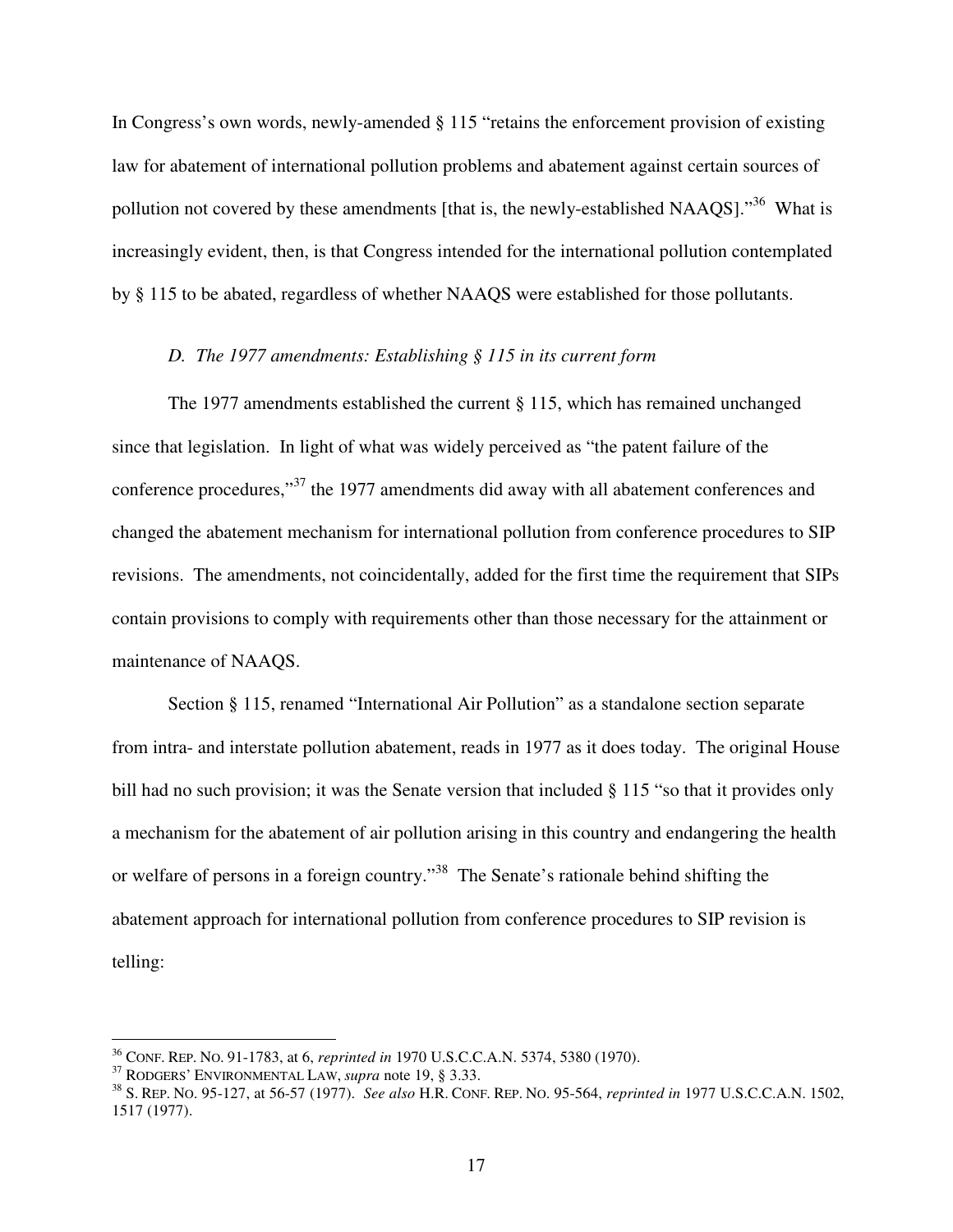In Congress's own words, newly-amended § 115 "retains the enforcement provision of existing law for abatement of international pollution problems and abatement against certain sources of pollution not covered by these amendments [that is, the newly-established NAAQS]."[36] What is increasingly evident, then, is that Congress intended for the international pollution contemplated by § 115 to be abated, regardless of whether NAAQS were established for those pollutants.

### *D. The 1977 amendments: Establishing § 115 in its current form*

The 1977 amendments established the current § 115, which has remained unchanged since that legislation. In light of what was widely perceived as "the patent failure of the conference procedures,"[37] the 1977 amendments did away with all abatement conferences and changed the abatement mechanism for international pollution from conference procedures to SIP revisions. The amendments, not coincidentally, added for the first time the requirement that SIPs contain provisions to comply with requirements other than those necessary for the attainment or maintenance of NAAQS.

Section § 115, renamed "International Air Pollution" as a standalone section separate from intra- and interstate pollution abatement, reads in 1977 as it does today. The original House bill had no such provision; it was the Senate version that included § 115 "so that it provides only a mechanism for the abatement of air pollution arising in this country and endangering the health or welfare of persons in a foreign country."[38] The Senate's rationale behind shifting the abatement approach for international pollution from conference procedures to SIP revision is telling:

---

[36] CONF. REP. NO. 91-1783, at 6, *reprinted in* 1970 U.S.C.C.A.N. 5374, 5380 (1970).

[37] RODGERS' ENVIRONMENTAL LAW, *supra* note 19, § 3.33.

[38] S. REP. NO. 95-127, at 56-57 (1977). *See also* H.R. CONF. REP. NO. 95-564, *reprinted in* 1977 U.S.C.C.A.N. 1502, 1517 (1977).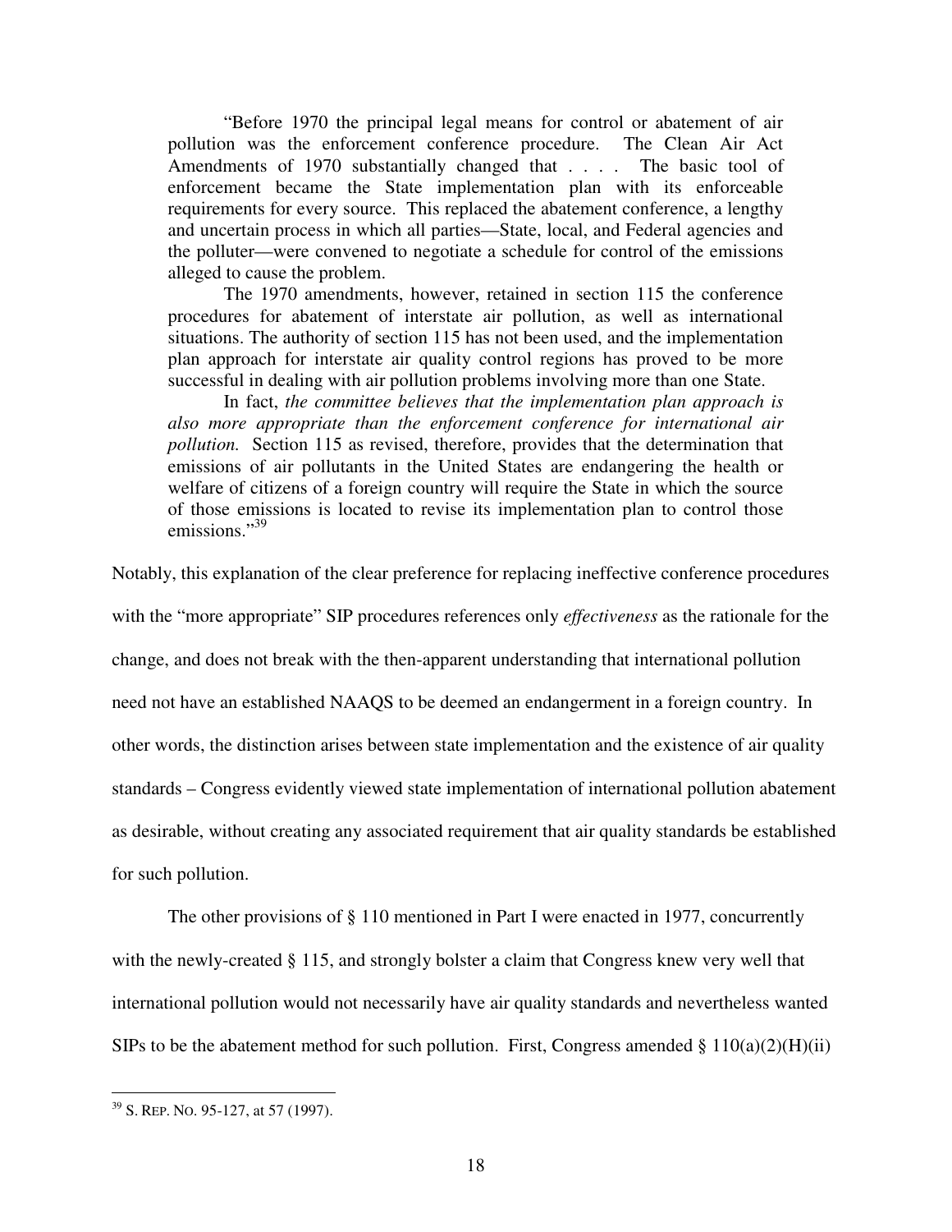> "Before 1970 the principal legal means for control or abatement of air pollution was the enforcement conference procedure. The Clean Air Act Amendments of 1970 substantially changed that . . . . The basic tool of enforcement became the State implementation plan with its enforceable requirements for every source. This replaced the abatement conference, a lengthy and uncertain process in which all parties—State, local, and Federal agencies and the polluter—were convened to negotiate a schedule for control of the emissions alleged to cause the problem.
>
> The 1970 amendments, however, retained in section 115 the conference procedures for abatement of interstate air pollution, as well as international situations. The authority of section 115 has not been used, and the implementation plan approach for interstate air quality control regions has proved to be more successful in dealing with air pollution problems involving more than one State.
>
> In fact, *the committee believes that the implementation plan approach is also more appropriate than the enforcement conference for international air pollution.* Section 115 as revised, therefore, provides that the determination that emissions of air pollutants in the United States are endangering the health or welfare of citizens of a foreign country will require the State in which the source of those emissions is located to revise its implementation plan to control those emissions."[39]

Notably, this explanation of the clear preference for replacing ineffective conference procedures with the "more appropriate" SIP procedures references only *effectiveness* as the rationale for the change, and does not break with the then-apparent understanding that international pollution need not have an established NAAQS to be deemed an endangerment in a foreign country. In other words, the distinction arises between state implementation and the existence of air quality standards – Congress evidently viewed state implementation of international pollution abatement as desirable, without creating any associated requirement that air quality standards be established for such pollution.

The other provisions of § 110 mentioned in Part I were enacted in 1977, concurrently with the newly-created § 115, and strongly bolster a claim that Congress knew very well that international pollution would not necessarily have air quality standards and nevertheless wanted SIPs to be the abatement method for such pollution. First, Congress amended § 110(a)(2)(H)(ii)

---

[39] S. REP. NO. 95-127, at 57 (1997).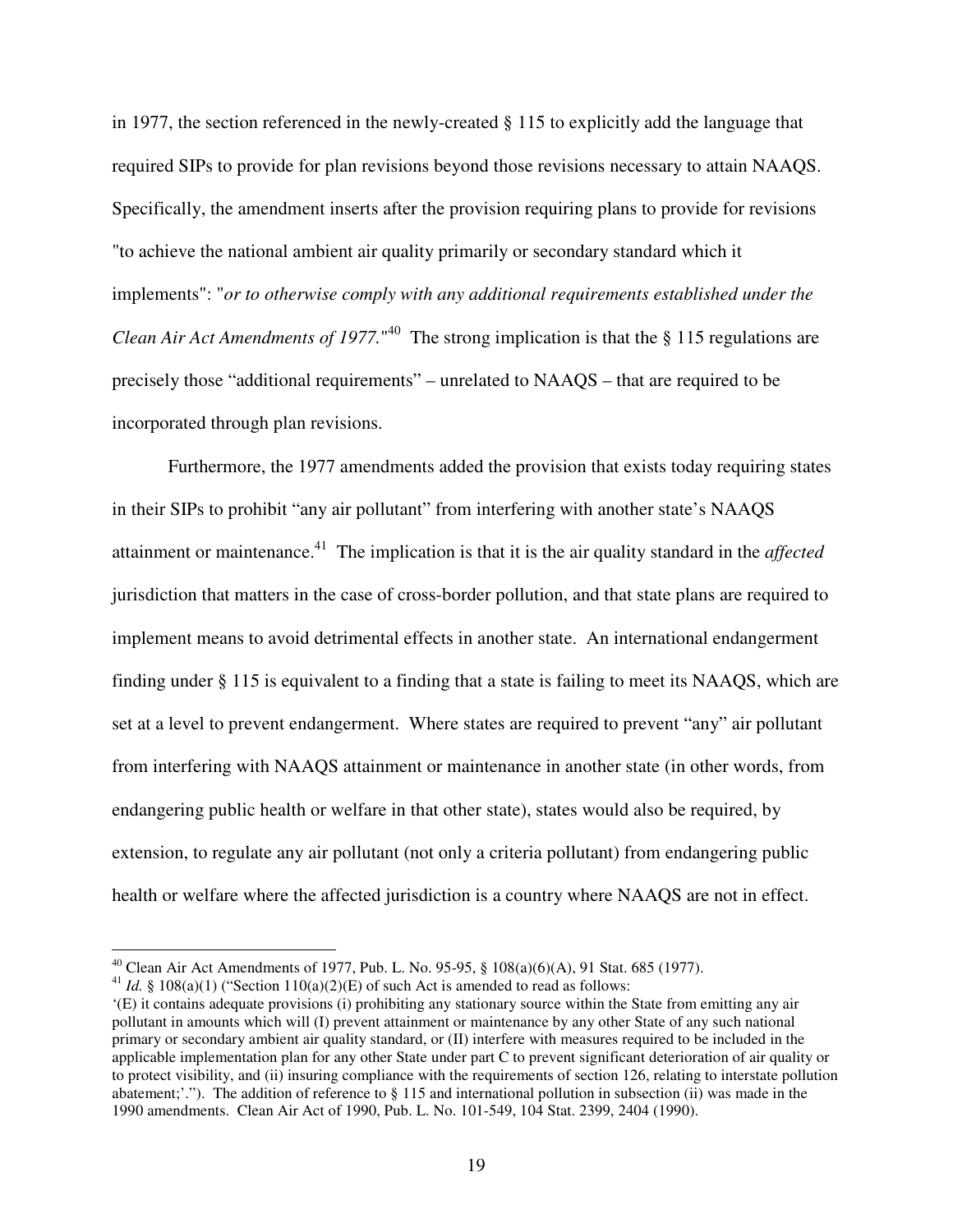in 1977, the section referenced in the newly-created § 115 to explicitly add the language that required SIPs to provide for plan revisions beyond those revisions necessary to attain NAAQS. Specifically, the amendment inserts after the provision requiring plans to provide for revisions "to achieve the national ambient air quality primarily or secondary standard which it implements": "*or to otherwise comply with any additional requirements established under the Clean Air Act Amendments of 1977.*"[40] The strong implication is that the § 115 regulations are precisely those "additional requirements" – unrelated to NAAQS – that are required to be incorporated through plan revisions.

Furthermore, the 1977 amendments added the provision that exists today requiring states in their SIPs to prohibit "any air pollutant" from interfering with another state's NAAQS attainment or maintenance.[41] The implication is that it is the air quality standard in the *affected* jurisdiction that matters in the case of cross-border pollution, and that state plans are required to implement means to avoid detrimental effects in another state. An international endangerment finding under § 115 is equivalent to a finding that a state is failing to meet its NAAQS, which are set at a level to prevent endangerment. Where states are required to prevent "any" air pollutant from interfering with NAAQS attainment or maintenance in another state (in other words, from endangering public health or welfare in that other state), states would also be required, by extension, to regulate any air pollutant (not only a criteria pollutant) from endangering public health or welfare where the affected jurisdiction is a country where NAAQS are not in effect.

---

[40] Clean Air Act Amendments of 1977, Pub. L. No. 95-95, § 108(a)(6)(A), 91 Stat. 685 (1977).

[41] *Id.* § 108(a)(1) ("Section 110(a)(2)(E) of such Act is amended to read as follows:
'(E) it contains adequate provisions (i) prohibiting any stationary source within the State from emitting any air pollutant in amounts which will (I) prevent attainment or maintenance by any other State of any such national primary or secondary ambient air quality standard, or (II) interfere with measures required to be included in the applicable implementation plan for any other State under part C to prevent significant deterioration of air quality or to protect visibility, and (ii) insuring compliance with the requirements of section 126, relating to interstate pollution abatement;'."). The addition of reference to § 115 and international pollution in subsection (ii) was made in the 1990 amendments. Clean Air Act of 1990, Pub. L. No. 101-549, 104 Stat. 2399, 2404 (1990).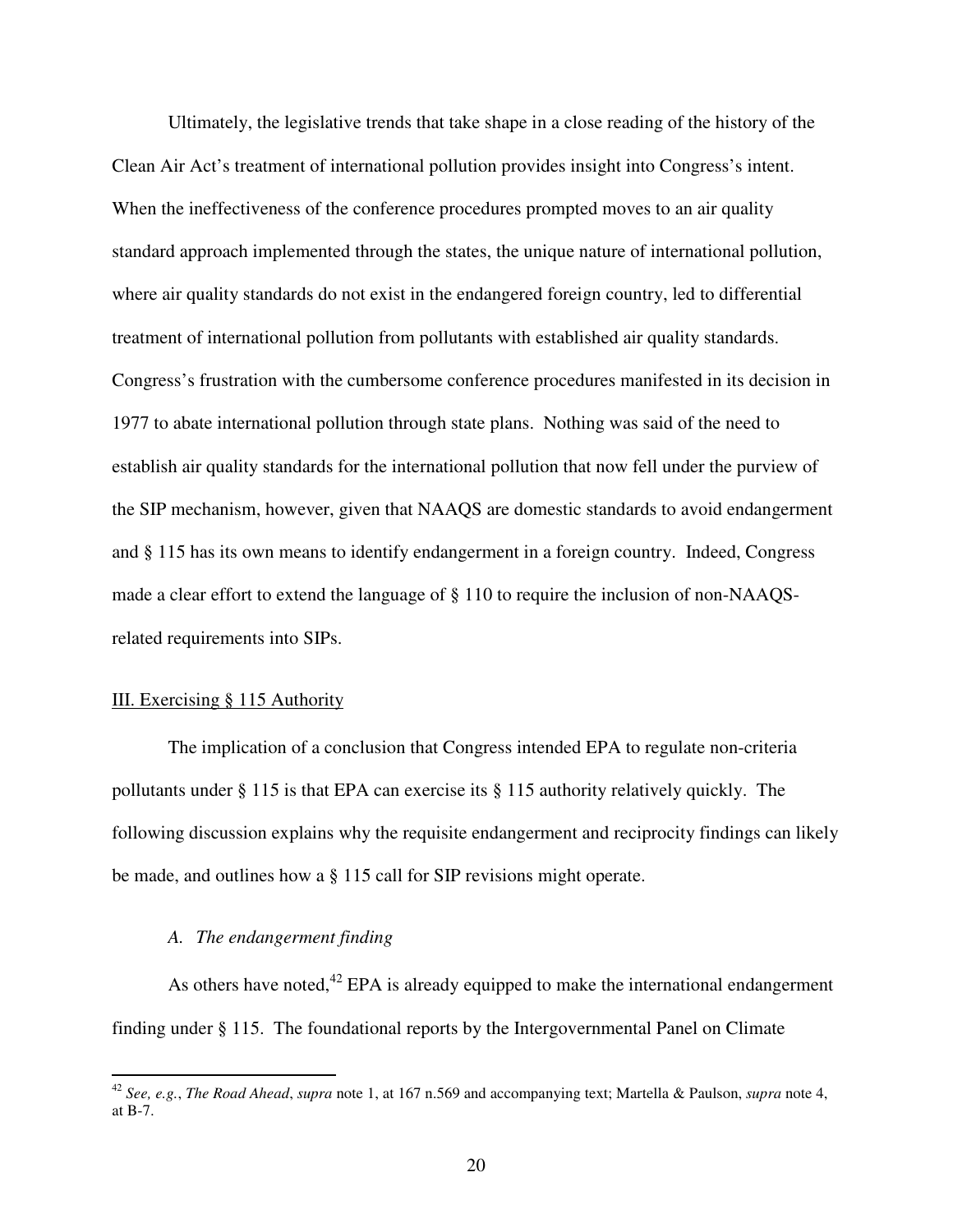Ultimately, the legislative trends that take shape in a close reading of the history of the Clean Air Act's treatment of international pollution provides insight into Congress's intent. When the ineffectiveness of the conference procedures prompted moves to an air quality standard approach implemented through the states, the unique nature of international pollution, where air quality standards do not exist in the endangered foreign country, led to differential treatment of international pollution from pollutants with established air quality standards. Congress's frustration with the cumbersome conference procedures manifested in its decision in 1977 to abate international pollution through state plans. Nothing was said of the need to establish air quality standards for the international pollution that now fell under the purview of the SIP mechanism, however, given that NAAQS are domestic standards to avoid endangerment and § 115 has its own means to identify endangerment in a foreign country. Indeed, Congress made a clear effort to extend the language of § 110 to require the inclusion of non-NAAQS-related requirements into SIPs.

## III. Exercising § 115 Authority

The implication of a conclusion that Congress intended EPA to regulate non-criteria pollutants under § 115 is that EPA can exercise its § 115 authority relatively quickly. The following discussion explains why the requisite endangerment and reciprocity findings can likely be made, and outlines how a § 115 call for SIP revisions might operate.

### *A. The endangerment finding*

As others have noted,[42] EPA is already equipped to make the international endangerment finding under § 115. The foundational reports by the Intergovernmental Panel on Climate

---

[42] *See, e.g.*, *The Road Ahead*, *supra* note 1, at 167 n.569 and accompanying text; Martella & Paulson, *supra* note 4, at B-7.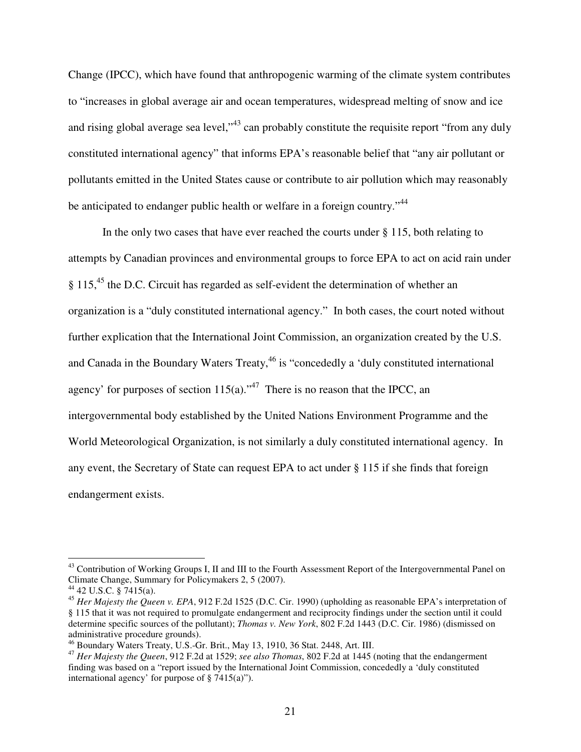Change (IPCC), which have found that anthropogenic warming of the climate system contributes to "increases in global average air and ocean temperatures, widespread melting of snow and ice and rising global average sea level,"[43] can probably constitute the requisite report "from any duly constituted international agency" that informs EPA's reasonable belief that "any air pollutant or pollutants emitted in the United States cause or contribute to air pollution which may reasonably be anticipated to endanger public health or welfare in a foreign country."[44]

In the only two cases that have ever reached the courts under § 115, both relating to attempts by Canadian provinces and environmental groups to force EPA to act on acid rain under § 115,[45] the D.C. Circuit has regarded as self-evident the determination of whether an organization is a "duly constituted international agency." In both cases, the court noted without further explication that the International Joint Commission, an organization created by the U.S. and Canada in the Boundary Waters Treaty,[46] is "concededly a 'duly constituted international agency' for purposes of section 115(a)."[47] There is no reason that the IPCC, an intergovernmental body established by the United Nations Environment Programme and the World Meteorological Organization, is not similarly a duly constituted international agency. In any event, the Secretary of State can request EPA to act under § 115 if she finds that foreign endangerment exists.

---

[43] Contribution of Working Groups I, II and III to the Fourth Assessment Report of the Intergovernmental Panel on Climate Change, Summary for Policymakers 2, 5 (2007).

[44] 42 U.S.C. § 7415(a).

[45] *Her Majesty the Queen v. EPA*, 912 F.2d 1525 (D.C. Cir. 1990) (upholding as reasonable EPA's interpretation of § 115 that it was not required to promulgate endangerment and reciprocity findings under the section until it could determine specific sources of the pollutant); *Thomas v. New York*, 802 F.2d 1443 (D.C. Cir. 1986) (dismissed on administrative procedure grounds).

[46] Boundary Waters Treaty, U.S.-Gr. Brit., May 13, 1910, 36 Stat. 2448, Art. III.

[47] *Her Majesty the Queen*, 912 F.2d at 1529; *see also Thomas*, 802 F.2d at 1445 (noting that the endangerment finding was based on a "report issued by the International Joint Commission, concededly a 'duly constituted international agency' for purpose of § 7415(a)").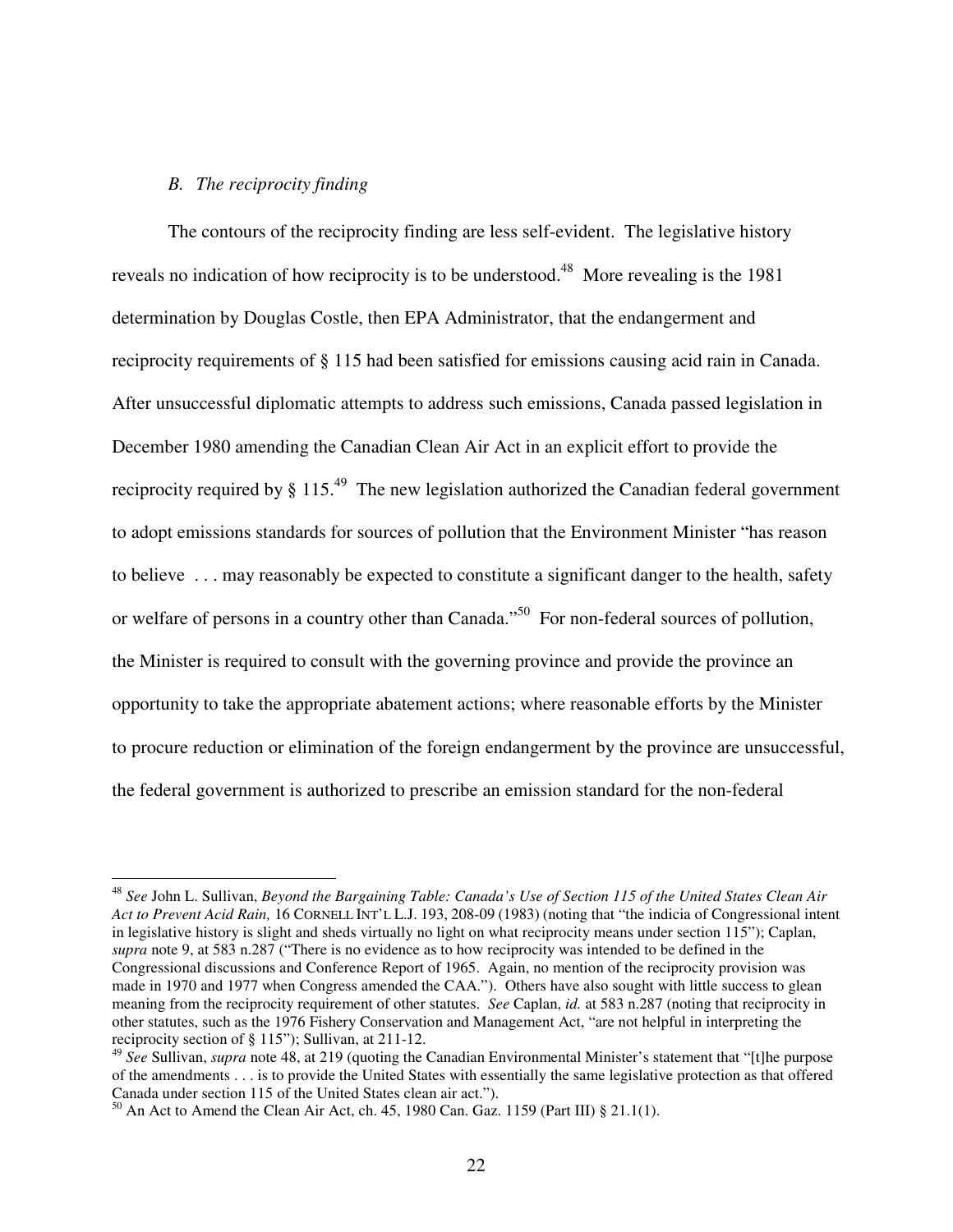### *B. The reciprocity finding*

The contours of the reciprocity finding are less self-evident. The legislative history reveals no indication of how reciprocity is to be understood.[48] More revealing is the 1981 determination by Douglas Costle, then EPA Administrator, that the endangerment and reciprocity requirements of § 115 had been satisfied for emissions causing acid rain in Canada. After unsuccessful diplomatic attempts to address such emissions, Canada passed legislation in December 1980 amending the Canadian Clean Air Act in an explicit effort to provide the reciprocity required by § 115.[49] The new legislation authorized the Canadian federal government to adopt emissions standards for sources of pollution that the Environment Minister "has reason to believe . . . may reasonably be expected to constitute a significant danger to the health, safety or welfare of persons in a country other than Canada."[50] For non-federal sources of pollution, the Minister is required to consult with the governing province and provide the province an opportunity to take the appropriate abatement actions; where reasonable efforts by the Minister to procure reduction or elimination of the foreign endangerment by the province are unsuccessful, the federal government is authorized to prescribe an emission standard for the non-federal

---

[48] *See* John L. Sullivan, *Beyond the Bargaining Table: Canada's Use of Section 115 of the United States Clean Air Act to Prevent Acid Rain,* 16 CORNELL INT'L L.J. 193, 208-09 (1983) (noting that "the indicia of Congressional intent in legislative history is slight and sheds virtually no light on what reciprocity means under section 115"); Caplan, *supra* note 9, at 583 n.287 ("There is no evidence as to how reciprocity was intended to be defined in the Congressional discussions and Conference Report of 1965. Again, no mention of the reciprocity provision was made in 1970 and 1977 when Congress amended the CAA."). Others have also sought with little success to glean meaning from the reciprocity requirement of other statutes. *See* Caplan, *id.* at 583 n.287 (noting that reciprocity in other statutes, such as the 1976 Fishery Conservation and Management Act, "are not helpful in interpreting the reciprocity section of § 115"); Sullivan, at 211-12.

[49] *See* Sullivan, *supra* note 48, at 219 (quoting the Canadian Environmental Minister's statement that "[t]he purpose of the amendments . . . is to provide the United States with essentially the same legislative protection as that offered Canada under section 115 of the United States clean air act.").

[50] An Act to Amend the Clean Air Act, ch. 45, 1980 Can. Gaz. 1159 (Part III) § 21.1(1).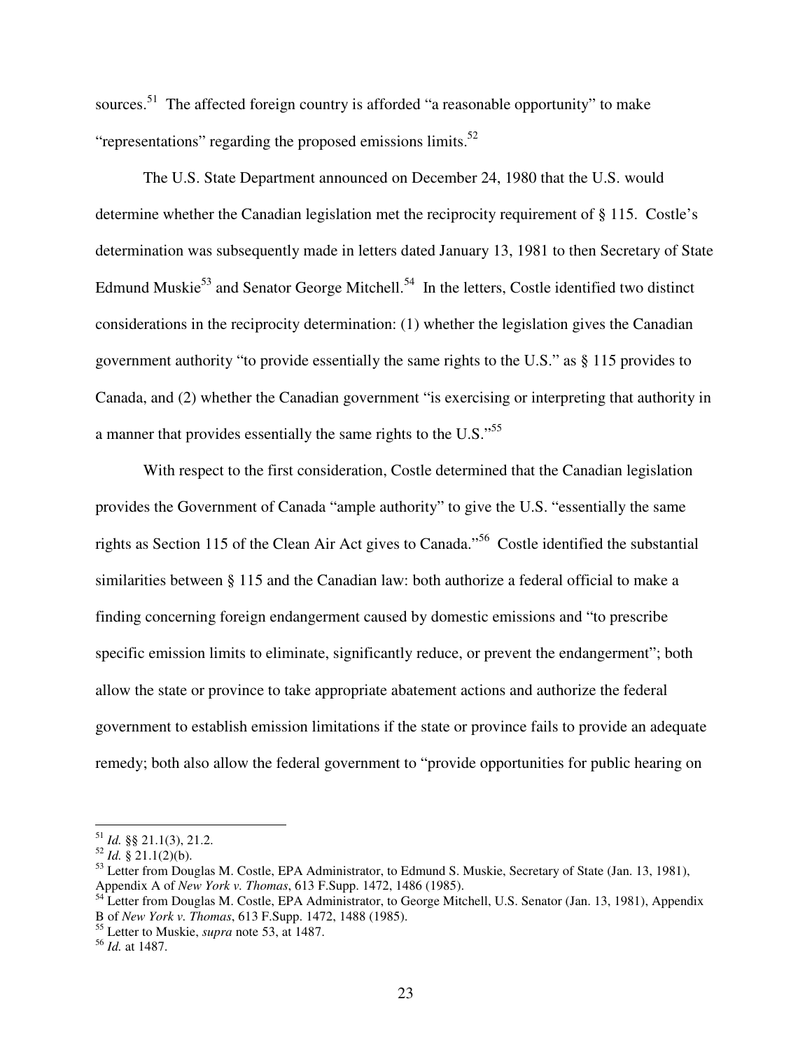sources.[51] The affected foreign country is afforded "a reasonable opportunity" to make "representations" regarding the proposed emissions limits.[52]

The U.S. State Department announced on December 24, 1980 that the U.S. would determine whether the Canadian legislation met the reciprocity requirement of § 115. Costle's determination was subsequently made in letters dated January 13, 1981 to then Secretary of State Edmund Muskie[53] and Senator George Mitchell.[54] In the letters, Costle identified two distinct considerations in the reciprocity determination: (1) whether the legislation gives the Canadian government authority "to provide essentially the same rights to the U.S." as § 115 provides to Canada, and (2) whether the Canadian government "is exercising or interpreting that authority in a manner that provides essentially the same rights to the U.S."[55]

With respect to the first consideration, Costle determined that the Canadian legislation provides the Government of Canada "ample authority" to give the U.S. "essentially the same rights as Section 115 of the Clean Air Act gives to Canada."[56] Costle identified the substantial similarities between § 115 and the Canadian law: both authorize a federal official to make a finding concerning foreign endangerment caused by domestic emissions and "to prescribe specific emission limits to eliminate, significantly reduce, or prevent the endangerment"; both allow the state or province to take appropriate abatement actions and authorize the federal government to establish emission limitations if the state or province fails to provide an adequate remedy; both also allow the federal government to "provide opportunities for public hearing on

---

[51] *Id.* §§ 21.1(3), 21.2.

[52] *Id.* § 21.1(2)(b).

[53] Letter from Douglas M. Costle, EPA Administrator, to Edmund S. Muskie, Secretary of State (Jan. 13, 1981), Appendix A of *New York v. Thomas*, 613 F.Supp. 1472, 1486 (1985).

[54] Letter from Douglas M. Costle, EPA Administrator, to George Mitchell, U.S. Senator (Jan. 13, 1981), Appendix B of *New York v. Thomas*, 613 F.Supp. 1472, 1488 (1985).

[55] Letter to Muskie, *supra* note 53, at 1487.

[56] *Id.* at 1487.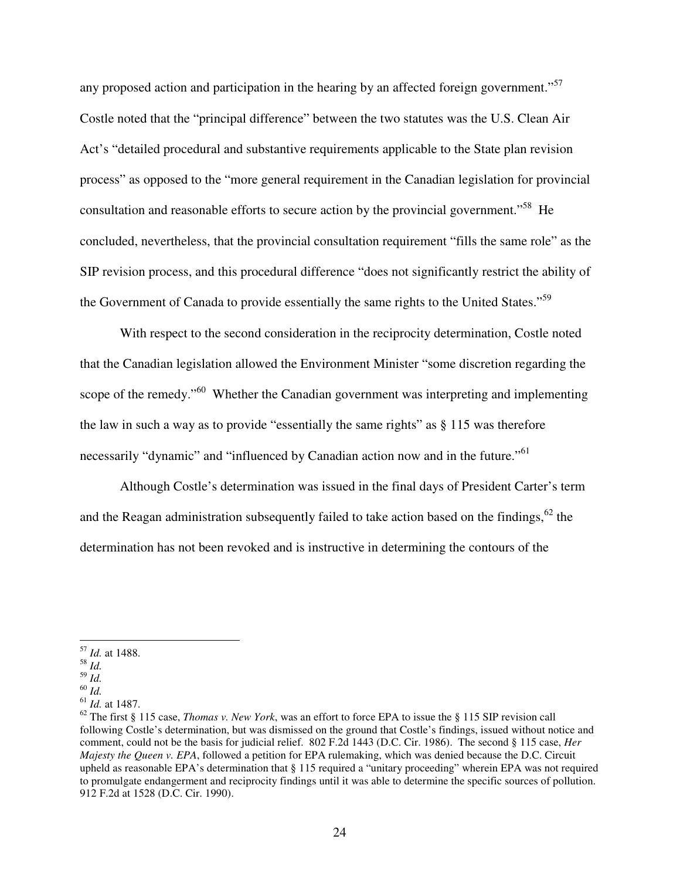any proposed action and participation in the hearing by an affected foreign government."[57] Costle noted that the "principal difference" between the two statutes was the U.S. Clean Air Act's "detailed procedural and substantive requirements applicable to the State plan revision process" as opposed to the "more general requirement in the Canadian legislation for provincial consultation and reasonable efforts to secure action by the provincial government."[58] He concluded, nevertheless, that the provincial consultation requirement "fills the same role" as the SIP revision process, and this procedural difference "does not significantly restrict the ability of the Government of Canada to provide essentially the same rights to the United States."[59]

With respect to the second consideration in the reciprocity determination, Costle noted that the Canadian legislation allowed the Environment Minister "some discretion regarding the scope of the remedy."[60] Whether the Canadian government was interpreting and implementing the law in such a way as to provide "essentially the same rights" as § 115 was therefore necessarily "dynamic" and "influenced by Canadian action now and in the future."[61]

Although Costle's determination was issued in the final days of President Carter's term and the Reagan administration subsequently failed to take action based on the findings,[62] the determination has not been revoked and is instructive in determining the contours of the

---

[57] *Id.* at 1488.

[58] *Id.*

[59] *Id.*

[60] *Id.*

[61] *Id.* at 1487.

[62] The first § 115 case, *Thomas v. New York*, was an effort to force EPA to issue the § 115 SIP revision call following Costle's determination, but was dismissed on the ground that Costle's findings, issued without notice and comment, could not be the basis for judicial relief. 802 F.2d 1443 (D.C. Cir. 1986). The second § 115 case, *Her Majesty the Queen v. EPA*, followed a petition for EPA rulemaking, which was denied because the D.C. Circuit upheld as reasonable EPA's determination that § 115 required a "unitary proceeding" wherein EPA was not required to promulgate endangerment and reciprocity findings until it was able to determine the specific sources of pollution. 912 F.2d at 1528 (D.C. Cir. 1990).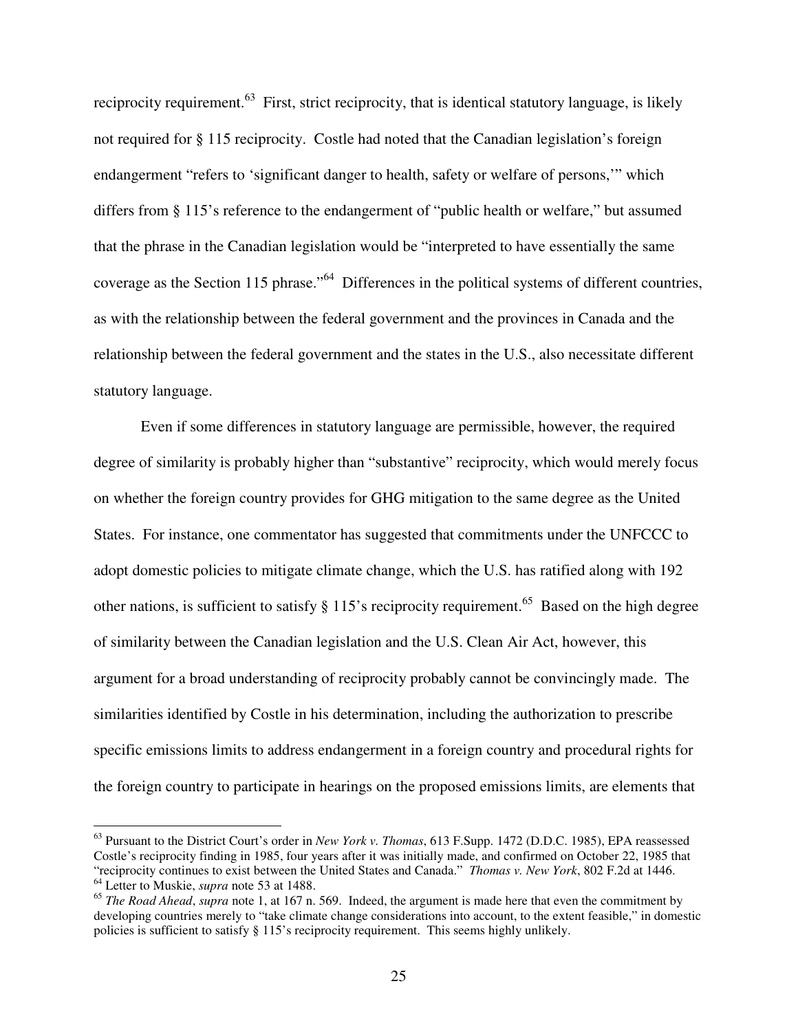reciprocity requirement.[63] First, strict reciprocity, that is identical statutory language, is likely not required for § 115 reciprocity. Costle had noted that the Canadian legislation's foreign endangerment "refers to 'significant danger to health, safety or welfare of persons,'" which differs from § 115's reference to the endangerment of "public health or welfare," but assumed that the phrase in the Canadian legislation would be "interpreted to have essentially the same coverage as the Section 115 phrase."[64] Differences in the political systems of different countries, as with the relationship between the federal government and the provinces in Canada and the relationship between the federal government and the states in the U.S., also necessitate different statutory language.

Even if some differences in statutory language are permissible, however, the required degree of similarity is probably higher than "substantive" reciprocity, which would merely focus on whether the foreign country provides for GHG mitigation to the same degree as the United States. For instance, one commentator has suggested that commitments under the UNFCCC to adopt domestic policies to mitigate climate change, which the U.S. has ratified along with 192 other nations, is sufficient to satisfy § 115's reciprocity requirement.[65] Based on the high degree of similarity between the Canadian legislation and the U.S. Clean Air Act, however, this argument for a broad understanding of reciprocity probably cannot be convincingly made. The similarities identified by Costle in his determination, including the authorization to prescribe specific emissions limits to address endangerment in a foreign country and procedural rights for the foreign country to participate in hearings on the proposed emissions limits, are elements that

---

[63] Pursuant to the District Court's order in *New York v. Thomas*, 613 F.Supp. 1472 (D.D.C. 1985), EPA reassessed Costle's reciprocity finding in 1985, four years after it was initially made, and confirmed on October 22, 1985 that "reciprocity continues to exist between the United States and Canada." *Thomas v. New York*, 802 F.2d at 1446.

[64] Letter to Muskie, *supra* note 53 at 1488.

[65] *The Road Ahead*, *supra* note 1, at 167 n. 569. Indeed, the argument is made here that even the commitment by developing countries merely to "take climate change considerations into account, to the extent feasible," in domestic policies is sufficient to satisfy § 115's reciprocity requirement. This seems highly unlikely.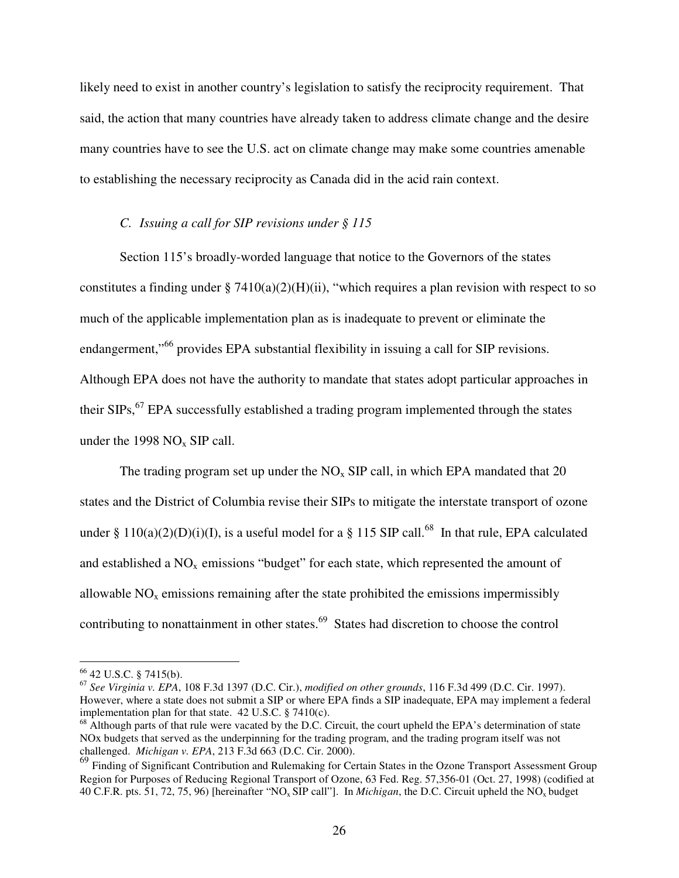likely need to exist in another country's legislation to satisfy the reciprocity requirement. That said, the action that many countries have already taken to address climate change and the desire many countries have to see the U.S. act on climate change may make some countries amenable to establishing the necessary reciprocity as Canada did in the acid rain context.

### *C. Issuing a call for SIP revisions under § 115*

Section 115's broadly-worded language that notice to the Governors of the states constitutes a finding under § 7410(a)(2)(H)(ii), "which requires a plan revision with respect to so much of the applicable implementation plan as is inadequate to prevent or eliminate the endangerment,"[66] provides EPA substantial flexibility in issuing a call for SIP revisions. Although EPA does not have the authority to mandate that states adopt particular approaches in their SIPs,[67] EPA successfully established a trading program implemented through the states under the 1998 $NO_x$ SIP call.

The trading program set up under the $NO_x$ SIP call, in which EPA mandated that 20 states and the District of Columbia revise their SIPs to mitigate the interstate transport of ozone under § 110(a)(2)(D)(i)(I), is a useful model for a § 115 SIP call.[68] In that rule, EPA calculated and established a $NO_x$ emissions "budget" for each state, which represented the amount of allowable $NO_x$ emissions remaining after the state prohibited the emissions impermissibly contributing to nonattainment in other states.[69] States had discretion to choose the control

---

[66] 42 U.S.C. § 7415(b).

[67] *See Virginia v. EPA*, 108 F.3d 1397 (D.C. Cir.), *modified on other grounds*, 116 F.3d 499 (D.C. Cir. 1997). However, where a state does not submit a SIP or where EPA finds a SIP inadequate, EPA may implement a federal implementation plan for that state. 42 U.S.C. § 7410(c).

[68] Although parts of that rule were vacated by the D.C. Circuit, the court upheld the EPA's determination of state NOx budgets that served as the underpinning for the trading program, and the trading program itself was not challenged. *Michigan v. EPA*, 213 F.3d 663 (D.C. Cir. 2000).

[69] Finding of Significant Contribution and Rulemaking for Certain States in the Ozone Transport Assessment Group Region for Purposes of Reducing Regional Transport of Ozone, 63 Fed. Reg. 57,356-01 (Oct. 27, 1998) (codified at 40 C.F.R. pts. 51, 72, 75, 96) [hereinafter "$NO_x$ SIP call"]. In *Michigan*, the D.C. Circuit upheld the $NO_x$ budget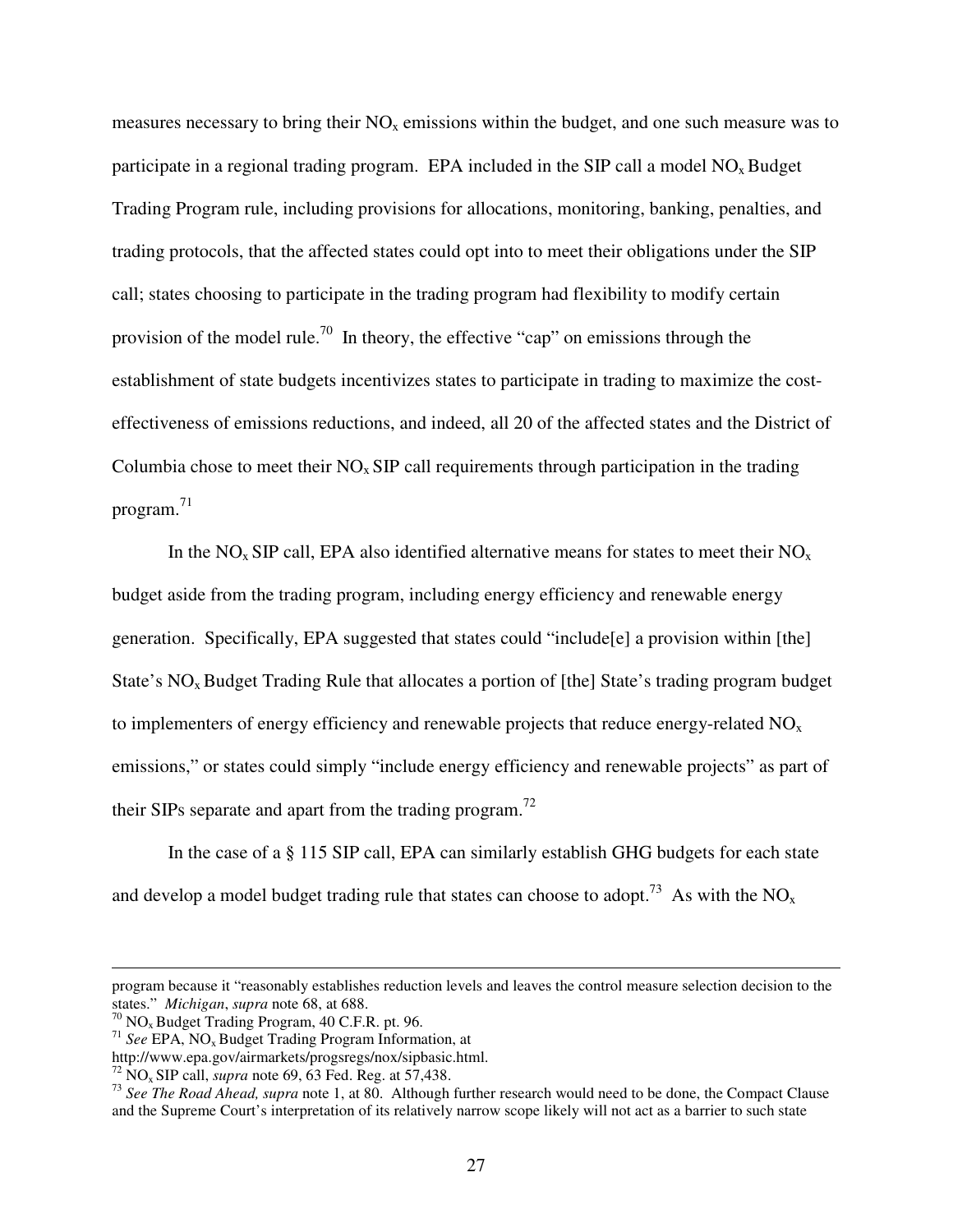measures necessary to bring their $NO_x$ emissions within the budget, and one such measure was to participate in a regional trading program. EPA included in the SIP call a model $NO_x$ Budget Trading Program rule, including provisions for allocations, monitoring, banking, penalties, and trading protocols, that the affected states could opt into to meet their obligations under the SIP call; states choosing to participate in the trading program had flexibility to modify certain provision of the model rule.[70] In theory, the effective "cap" on emissions through the establishment of state budgets incentivizes states to participate in trading to maximize the cost-effectiveness of emissions reductions, and indeed, all 20 of the affected states and the District of Columbia chose to meet their $NO_x$ SIP call requirements through participation in the trading program.[71]

In the $NO_x$ SIP call, EPA also identified alternative means for states to meet their $NO_x$ budget aside from the trading program, including energy efficiency and renewable energy generation. Specifically, EPA suggested that states could "include[e] a provision within [the] State's $NO_x$ Budget Trading Rule that allocates a portion of [the] State's trading program budget to implementers of energy efficiency and renewable projects that reduce energy-related $NO_x$ emissions," or states could simply "include energy efficiency and renewable projects" as part of their SIPs separate and apart from the trading program.[72]

In the case of a § 115 SIP call, EPA can similarly establish GHG budgets for each state and develop a model budget trading rule that states can choose to adopt.[73] As with the $NO_x$

---

program because it "reasonably establishes reduction levels and leaves the control measure selection decision to the states." *Michigan*, *supra* note 68, at 688.

[70] $NO_x$ Budget Trading Program, 40 C.F.R. pt. 96.

[71] *See* EPA, $NO_x$ Budget Trading Program Information, at http://www.epa.gov/airmarkets/progsregs/nox/sipbasic.html.

[72] $NO_x$ SIP call, *supra* note 69, 63 Fed. Reg. at 57,438.

[73] *See The Road Ahead, supra* note 1, at 80. Although further research would need to be done, the Compact Clause and the Supreme Court's interpretation of its relatively narrow scope likely will not act as a barrier to such state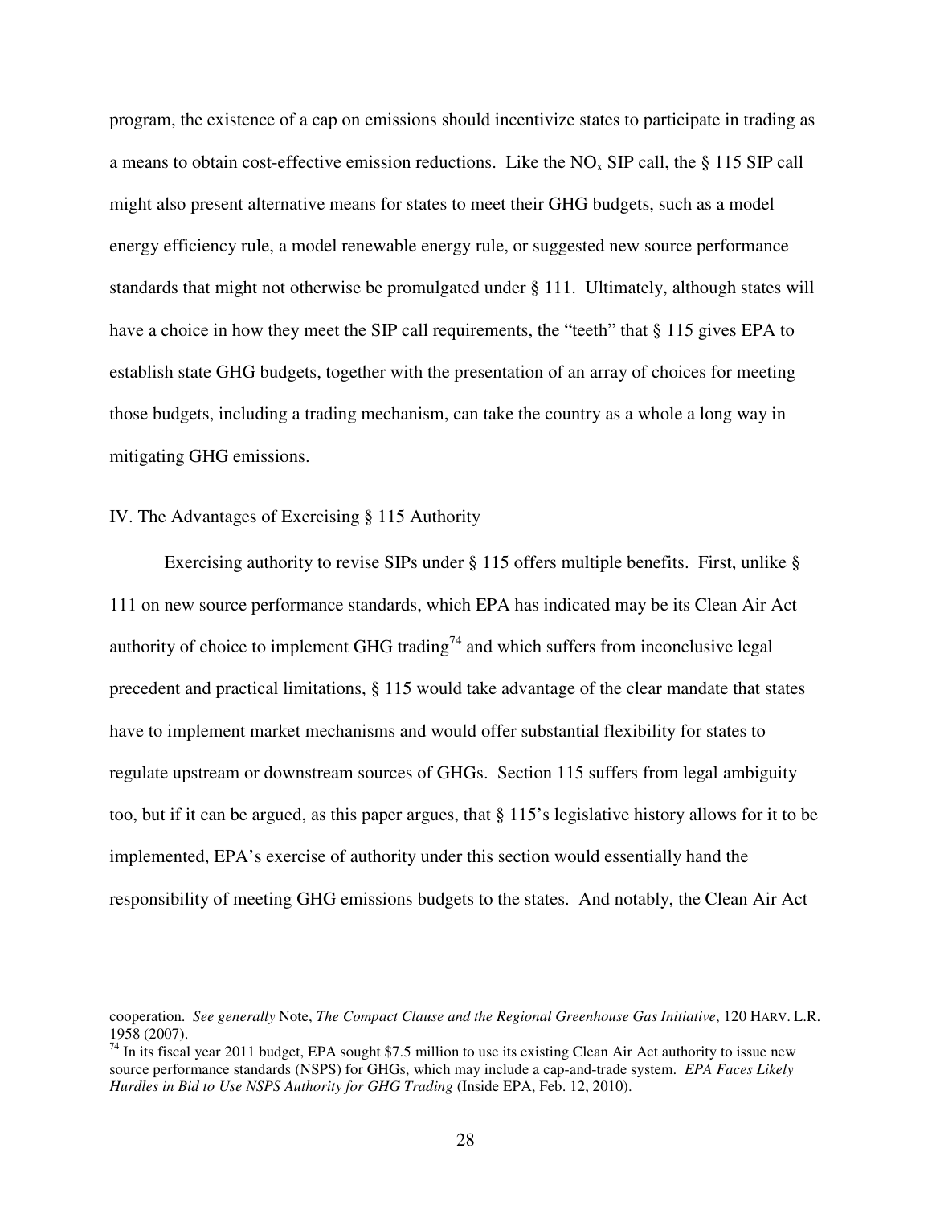program, the existence of a cap on emissions should incentivize states to participate in trading as a means to obtain cost-effective emission reductions. Like the $NO_x$ SIP call, the § 115 SIP call might also present alternative means for states to meet their GHG budgets, such as a model energy efficiency rule, a model renewable energy rule, or suggested new source performance standards that might not otherwise be promulgated under § 111. Ultimately, although states will have a choice in how they meet the SIP call requirements, the "teeth" that § 115 gives EPA to establish state GHG budgets, together with the presentation of an array of choices for meeting those budgets, including a trading mechanism, can take the country as a whole a long way in mitigating GHG emissions.

## IV. The Advantages of Exercising § 115 Authority

Exercising authority to revise SIPs under § 115 offers multiple benefits. First, unlike § 111 on new source performance standards, which EPA has indicated may be its Clean Air Act authority of choice to implement GHG trading[74] and which suffers from inconclusive legal precedent and practical limitations, § 115 would take advantage of the clear mandate that states have to implement market mechanisms and would offer substantial flexibility for states to regulate upstream or downstream sources of GHGs. Section 115 suffers from legal ambiguity too, but if it can be argued, as this paper argues, that § 115's legislative history allows for it to be implemented, EPA's exercise of authority under this section would essentially hand the responsibility of meeting GHG emissions budgets to the states. And notably, the Clean Air Act

---

cooperation. *See generally* Note, *The Compact Clause and the Regional Greenhouse Gas Initiative*, 120 HARV. L.R. 1958 (2007).

[74] In its fiscal year 2011 budget, EPA sought $7.5 million to use its existing Clean Air Act authority to issue new source performance standards (NSPS) for GHGs, which may include a cap-and-trade system. *EPA Faces Likely Hurdles in Bid to Use NSPS Authority for GHG Trading* (Inside EPA, Feb. 12, 2010).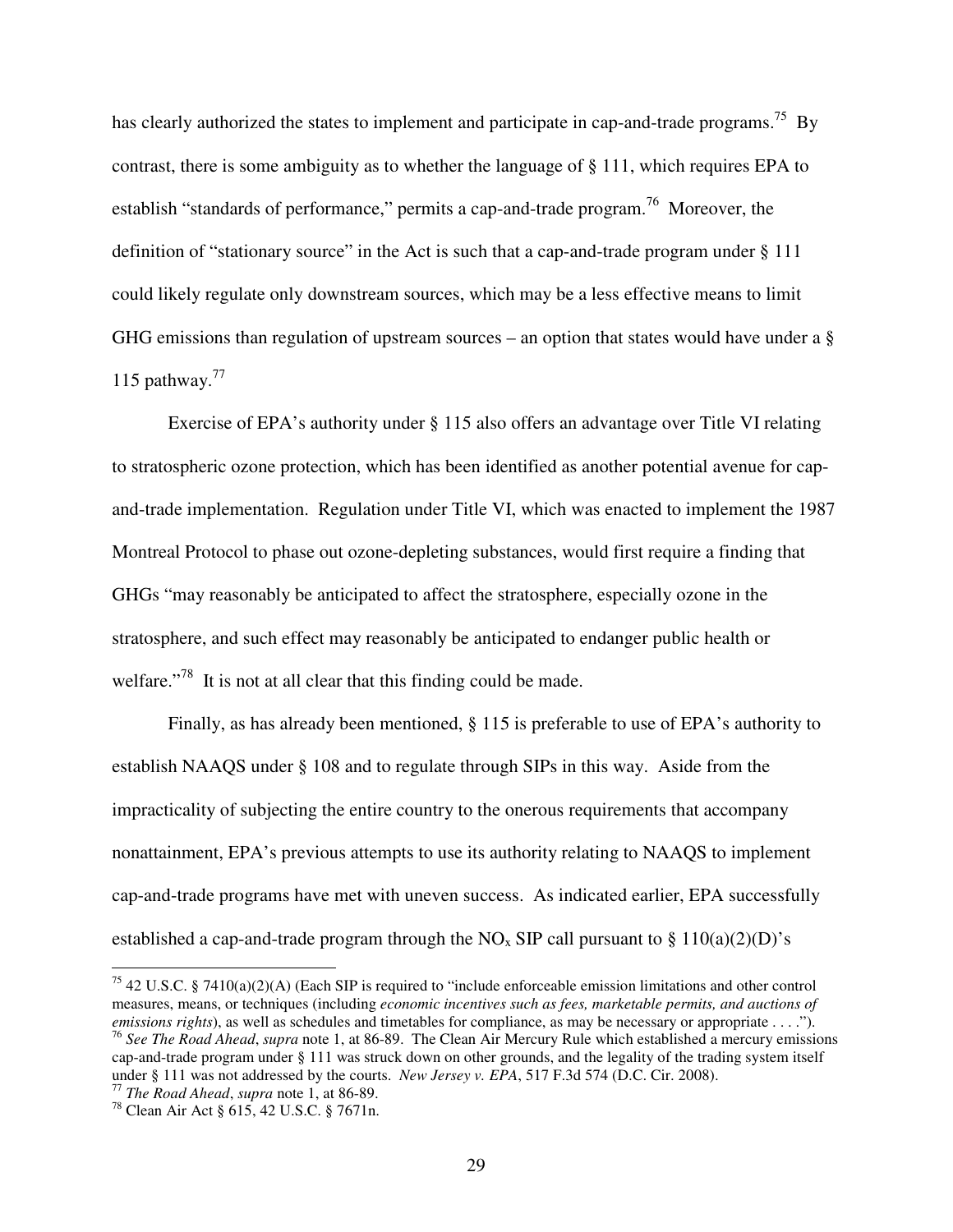has clearly authorized the states to implement and participate in cap-and-trade programs.[75] By contrast, there is some ambiguity as to whether the language of § 111, which requires EPA to establish "standards of performance," permits a cap-and-trade program.[76] Moreover, the definition of "stationary source" in the Act is such that a cap-and-trade program under § 111 could likely regulate only downstream sources, which may be a less effective means to limit GHG emissions than regulation of upstream sources – an option that states would have under a § 115 pathway.[77]

Exercise of EPA's authority under § 115 also offers an advantage over Title VI relating to stratospheric ozone protection, which has been identified as another potential avenue for cap-and-trade implementation. Regulation under Title VI, which was enacted to implement the 1987 Montreal Protocol to phase out ozone-depleting substances, would first require a finding that GHGs "may reasonably be anticipated to affect the stratosphere, especially ozone in the stratosphere, and such effect may reasonably be anticipated to endanger public health or welfare."[78] It is not at all clear that this finding could be made.

Finally, as has already been mentioned, § 115 is preferable to use of EPA's authority to establish NAAQS under § 108 and to regulate through SIPs in this way. Aside from the impracticality of subjecting the entire country to the onerous requirements that accompany nonattainment, EPA's previous attempts to use its authority relating to NAAQS to implement cap-and-trade programs have met with uneven success. As indicated earlier, EPA successfully established a cap-and-trade program through the $NO_x$ SIP call pursuant to § 110(a)(2)(D)'s

---

[75] 42 U.S.C. § 7410(a)(2)(A) (Each SIP is required to "include enforceable emission limitations and other control measures, means, or techniques (including *economic incentives such as fees, marketable permits, and auctions of emissions rights*), as well as schedules and timetables for compliance, as may be necessary or appropriate . . . .").

[76] *See The Road Ahead*, *supra* note 1, at 86-89. The Clean Air Mercury Rule which established a mercury emissions cap-and-trade program under § 111 was struck down on other grounds, and the legality of the trading system itself under § 111 was not addressed by the courts. *New Jersey v. EPA*, 517 F.3d 574 (D.C. Cir. 2008).

[77] *The Road Ahead*, *supra* note 1, at 86-89.

[78] Clean Air Act § 615, 42 U.S.C. § 7671n.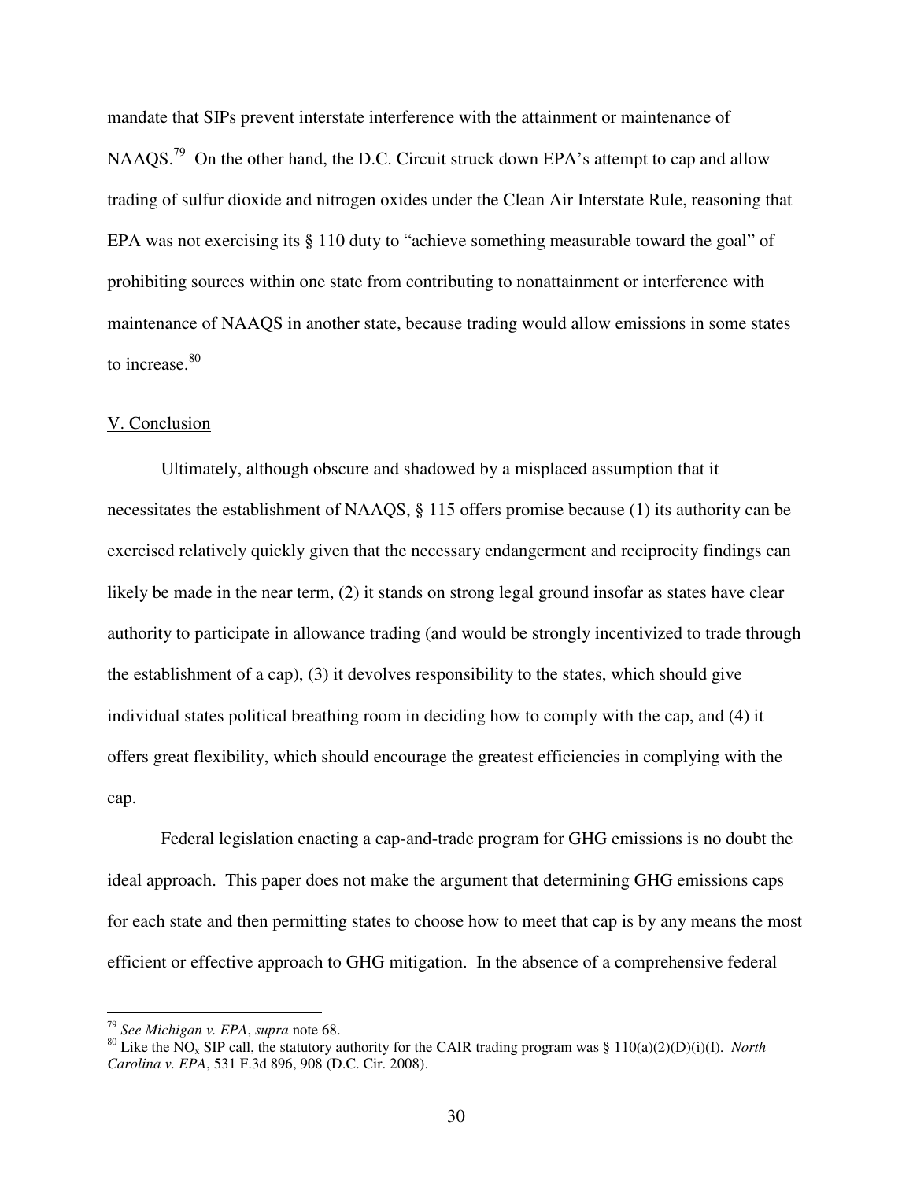mandate that SIPs prevent interstate interference with the attainment or maintenance of NAAQS.[79] On the other hand, the D.C. Circuit struck down EPA's attempt to cap and allow trading of sulfur dioxide and nitrogen oxides under the Clean Air Interstate Rule, reasoning that EPA was not exercising its § 110 duty to "achieve something measurable toward the goal" of prohibiting sources within one state from contributing to nonattainment or interference with maintenance of NAAQS in another state, because trading would allow emissions in some states to increase.[80]

## V. Conclusion

Ultimately, although obscure and shadowed by a misplaced assumption that it necessitates the establishment of NAAQS, § 115 offers promise because (1) its authority can be exercised relatively quickly given that the necessary endangerment and reciprocity findings can likely be made in the near term, (2) it stands on strong legal ground insofar as states have clear authority to participate in allowance trading (and would be strongly incentivized to trade through the establishment of a cap), (3) it devolves responsibility to the states, which should give individual states political breathing room in deciding how to comply with the cap, and (4) it offers great flexibility, which should encourage the greatest efficiencies in complying with the cap.

Federal legislation enacting a cap-and-trade program for GHG emissions is no doubt the ideal approach. This paper does not make the argument that determining GHG emissions caps for each state and then permitting states to choose how to meet that cap is by any means the most efficient or effective approach to GHG mitigation. In the absence of a comprehensive federal

---

[79] *See Michigan v. EPA*, *supra* note 68.

[80] Like the $NO_x$ SIP call, the statutory authority for the CAIR trading program was § 110(a)(2)(D)(i)(I). *North Carolina v. EPA*, 531 F.3d 896, 908 (D.C. Cir. 2008).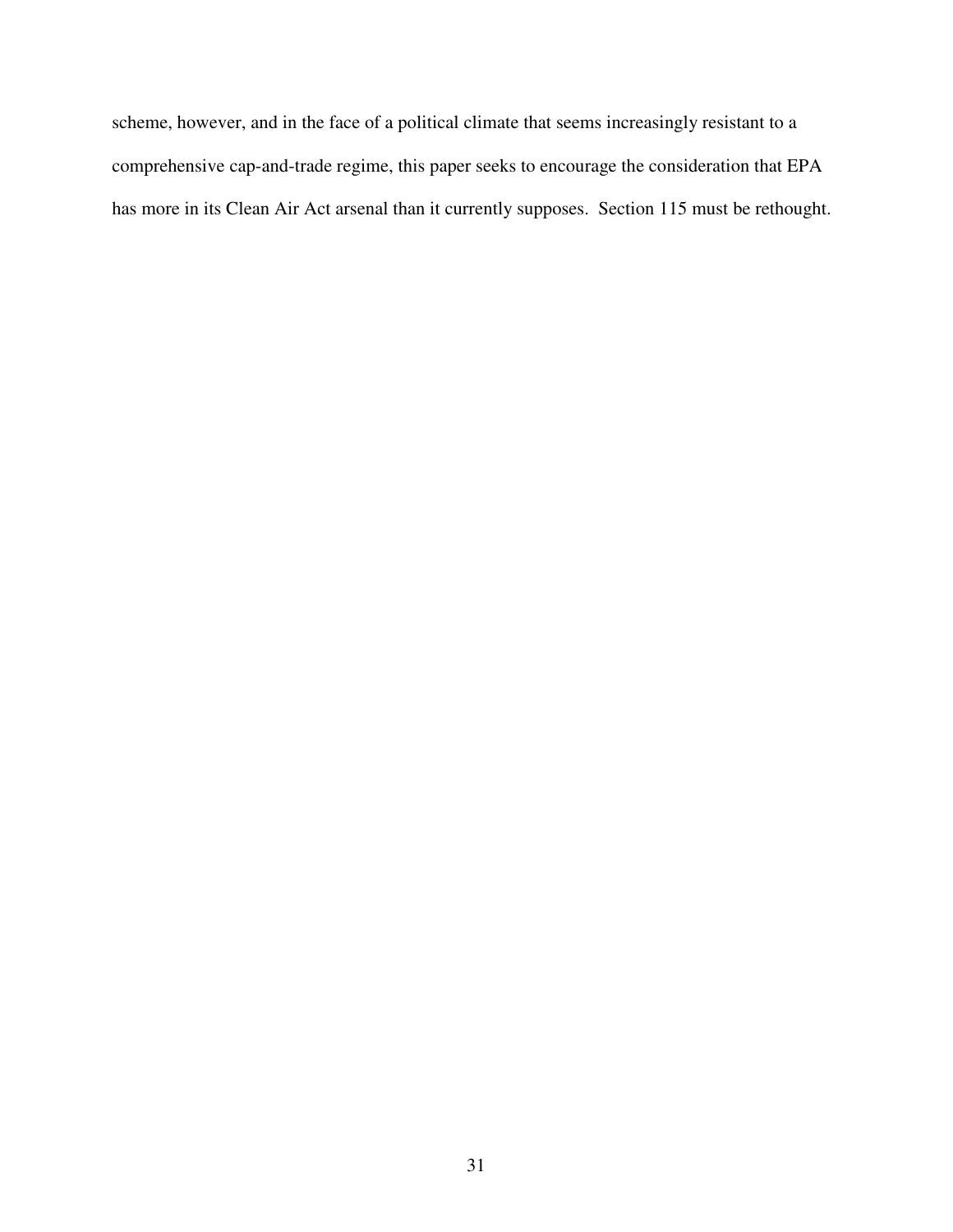scheme, however, and in the face of a political climate that seems increasingly resistant to a comprehensive cap-and-trade regime, this paper seeks to encourage the consideration that EPA has more in its Clean Air Act arsenal than it currently supposes. Section 115 must be rethought.